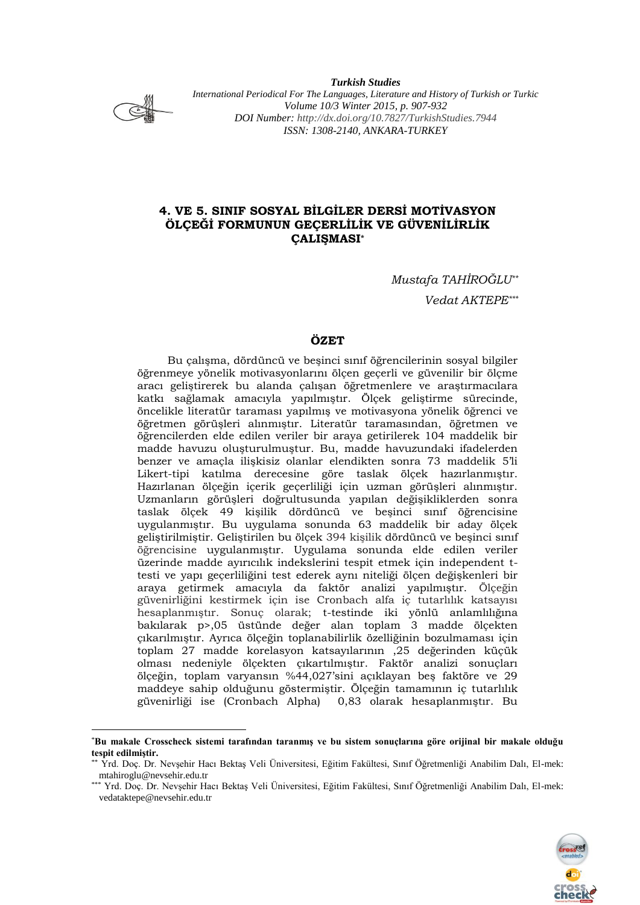*Turkish Studies*

*International Periodical For The Languages, Literature and History of Turkish or Turkic*
*Volume 10/3 Winter 2015, p. 907-932*
*DOI Number: http://dx.doi.org/10.7827/TurkishStudies.7944*
*ISSN: 1308-2140, ANKARA-TURKEY*

# 4. VE 5. SINIF SOSYAL BİLGİLER DERSİ MOTİVASYON ÖLÇEĞİ FORMUNUN GEÇERLİLİK VE GÜVENİLİRLİK ÇALIŞMASI[*]

*Mustafa TAHİROĞLU[**]*

*Vedat AKTEPE[***]*

## ÖZET

Bu çalışma, dördüncü ve beşinci sınıf öğrencilerinin sosyal bilgiler öğrenmeye yönelik motivasyonlarını ölçen geçerli ve güvenilir bir ölçme aracı geliştirerek bu alanda çalışan öğretmenlere ve araştırmacılara katkı sağlamak amacıyla yapılmıştır. Ölçek geliştirme sürecinde, öncelikle literatür taraması yapılmış ve motivasyona yönelik öğrenci ve öğretmen görüşleri alınmıştır. Literatür taramasından, öğretmen ve öğrencilerden elde edilen veriler bir araya getirilerek 104 maddelik bir madde havuzu oluşturulmuştur. Bu, madde havuzundaki ifadelerden benzer ve amaçla ilişkisiz olanlar elendikten sonra 73 maddelik 5'li Likert-tipi katılma derecesine göre taslak ölçek hazırlanmıştır. Hazırlanan ölçeğin içerik geçerliliği için uzman görüşleri alınmıştır. Uzmanların görüşleri doğrultusunda yapılan değişikliklerden sonra taslak ölçek 49 kişilik dördüncü ve beşinci sınıf öğrencisine uygulanmıştır. Bu uygulama sonunda 63 maddelik bir aday ölçek geliştirilmiştir. Geliştirilen bu ölçek 394 kişilik dördüncü ve beşinci sınıf öğrencisine uygulanmıştır. Uygulama sonunda elde edilen veriler üzerinde madde ayırıcılık indekslerini tespit etmek için independent t-testi ve yapı geçerliliğini test ederek aynı niteliği ölçen değişkenleri bir araya getirmek amacıyla da faktör analizi yapılmıştır. Ölçeğin güvenirliğini kestirmek için ise Cronbach alfa iç tutarlılık katsayısı hesaplanmıştır. Sonuç olarak; t-testinde iki yönlü anlamlılığına bakılarak $p>,05$ üstünde değer alan toplam 3 madde ölçekten çıkarılmıştır. Ayrıca ölçeğin toplanabilirlik özelliğinin bozulmaması için toplam 27 madde korelasyon katsayılarının ,25 değerinden küçük olması nedeniyle ölçekten çıkartılmıştır. Faktör analizi sonuçları ölçeğin, toplam varyansın %44,027'sini açıklayan beş faktöre ve 29 maddeye sahip olduğunu göstermiştir. Ölçeğin tamamının iç tutarlılık güvenirliği ise (Cronbach Alpha) 0,83 olarak hesaplanmıştır. Bu

---

[*] **Bu makale Crosscheck sistemi tarafından taranmış ve bu sistem sonuçlarına göre orijinal bir makale olduğu tespit edilmiştir.**

[**] Yrd. Doç. Dr. Nevşehir Hacı Bektaş Veli Üniversitesi, Eğitim Fakültesi, Sınıf Öğretmenliği Anabilim Dalı, El-mek: mtahiroglu@nevsehir.edu.tr

[***] Yrd. Doç. Dr. Nevşehir Hacı Bektaş Veli Üniversitesi, Eğitim Fakültesi, Sınıf Öğretmenliği Anabilim Dalı, El-mek: vedataktepe@nevsehir.edu.tr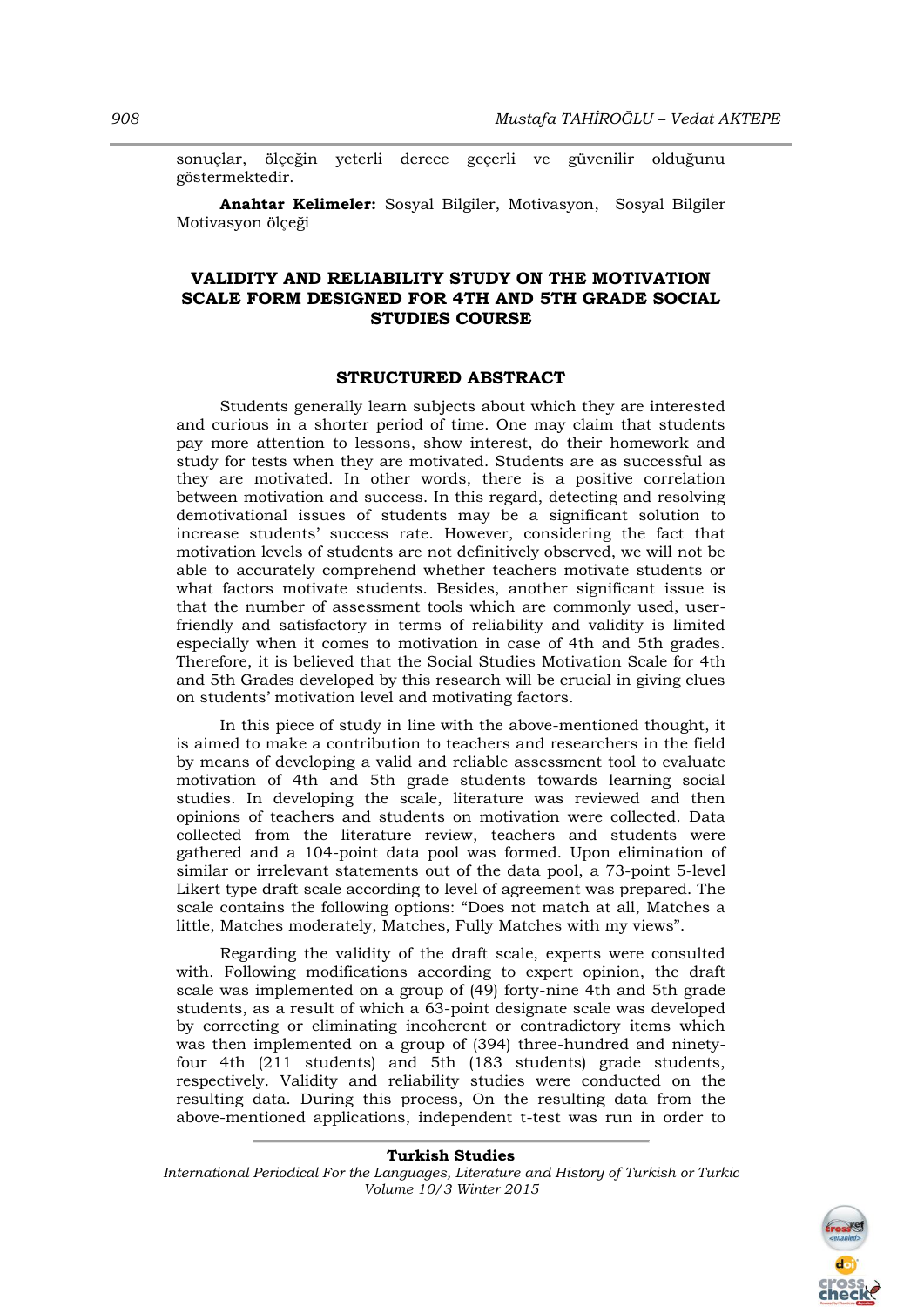sonuçlar, ölçeğin yeterli derece geçerli ve güvenilir olduğunu göstermektedir.

**Anahtar Kelimeler:** Sosyal Bilgiler, Motivasyon, Sosyal Bilgiler Motivasyon ölçeği

## VALIDITY AND RELIABILITY STUDY ON THE MOTIVATION SCALE FORM DESIGNED FOR 4TH AND 5TH GRADE SOCIAL STUDIES COURSE

### STRUCTURED ABSTRACT

Students generally learn subjects about which they are interested and curious in a shorter period of time. One may claim that students pay more attention to lessons, show interest, do their homework and study for tests when they are motivated. Students are as successful as they are motivated. In other words, there is a positive correlation between motivation and success. In this regard, detecting and resolving demotivational issues of students may be a significant solution to increase students' success rate. However, considering the fact that motivation levels of students are not definitively observed, we will not be able to accurately comprehend whether teachers motivate students or what factors motivate students. Besides, another significant issue is that the number of assessment tools which are commonly used, user-friendly and satisfactory in terms of reliability and validity is limited especially when it comes to motivation in case of 4th and 5th grades. Therefore, it is believed that the Social Studies Motivation Scale for 4th and 5th Grades developed by this research will be crucial in giving clues on students' motivation level and motivating factors.

In this piece of study in line with the above-mentioned thought, it is aimed to make a contribution to teachers and researchers in the field by means of developing a valid and reliable assessment tool to evaluate motivation of 4th and 5th grade students towards learning social studies. In developing the scale, literature was reviewed and then opinions of teachers and students on motivation were collected. Data collected from the literature review, teachers and students were gathered and a 104-point data pool was formed. Upon elimination of similar or irrelevant statements out of the data pool, a 73-point 5-level Likert type draft scale according to level of agreement was prepared. The scale contains the following options: "Does not match at all, Matches a little, Matches moderately, Matches, Fully Matches with my views".

Regarding the validity of the draft scale, experts were consulted with. Following modifications according to expert opinion, the draft scale was implemented on a group of (49) forty-nine 4th and 5th grade students, as a result of which a 63-point designate scale was developed by correcting or eliminating incoherent or contradictory items which was then implemented on a group of (394) three-hundred and ninety-four 4th (211 students) and 5th (183 students) grade students, respectively. Validity and reliability studies were conducted on the resulting data. During this process, On the resulting data from the above-mentioned applications, independent t-test was run in order to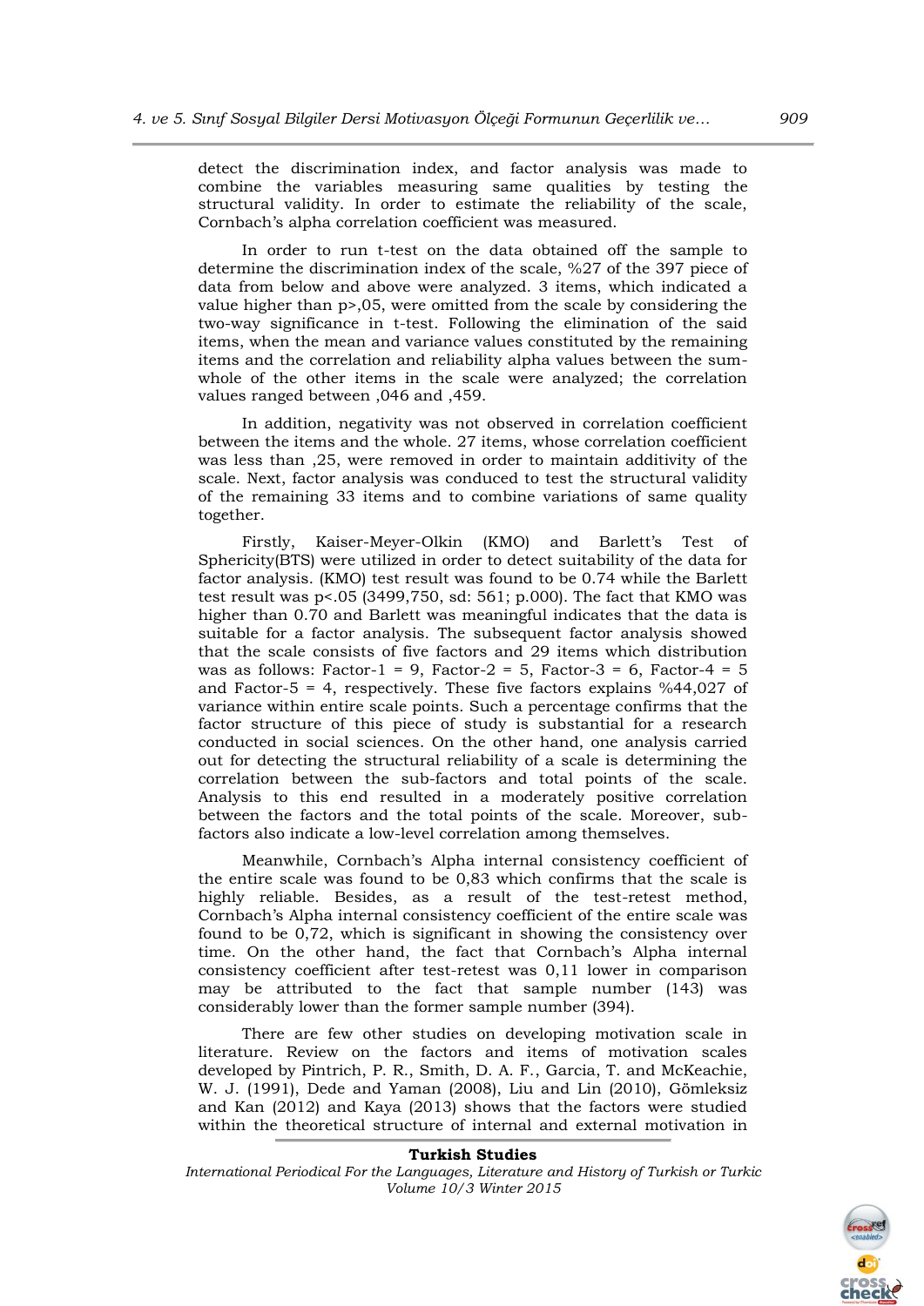detect the discrimination index, and factor analysis was made to combine the variables measuring same qualities by testing the structural validity. In order to estimate the reliability of the scale, Cornbach's alpha correlation coefficient was measured.

In order to run t-test on the data obtained off the sample to determine the discrimination index of the scale, %27 of the 397 piece of data from below and above were analyzed. 3 items, which indicated a value higher than p>,05, were omitted from the scale by considering the two-way significance in t-test. Following the elimination of the said items, when the mean and variance values constituted by the remaining items and the correlation and reliability alpha values between the sum-whole of the other items in the scale were analyzed; the correlation values ranged between ,046 and ,459.

In addition, negativity was not observed in correlation coefficient between the items and the whole. 27 items, whose correlation coefficient was less than ,25, were removed in order to maintain additivity of the scale. Next, factor analysis was conduced to test the structural validity of the remaining 33 items and to combine variations of same quality together.

Firstly, Kaiser-Meyer-Olkin (KMO) and Barlett's Test of Sphericity(BTS) were utilized in order to detect suitability of the data for factor analysis. (KMO) test result was found to be 0.74 while the Barlett test result was p<.05 (3499,750, sd: 561; p.000). The fact that KMO was higher than 0.70 and Barlett was meaningful indicates that the data is suitable for a factor analysis. The subsequent factor analysis showed that the scale consists of five factors and 29 items which distribution was as follows: Factor-1 = 9, Factor-2 = 5, Factor-3 = 6, Factor-4 = 5 and Factor-5 = 4, respectively. These five factors explains %44,027 of variance within entire scale points. Such a percentage confirms that the factor structure of this piece of study is substantial for a research conducted in social sciences. On the other hand, one analysis carried out for detecting the structural reliability of a scale is determining the correlation between the sub-factors and total points of the scale. Analysis to this end resulted in a moderately positive correlation between the factors and the total points of the scale. Moreover, sub-factors also indicate a low-level correlation among themselves.

Meanwhile, Cornbach's Alpha internal consistency coefficient of the entire scale was found to be 0,83 which confirms that the scale is highly reliable. Besides, as a result of the test-retest method, Cornbach's Alpha internal consistency coefficient of the entire scale was found to be 0,72, which is significant in showing the consistency over time. On the other hand, the fact that Cornbach's Alpha internal consistency coefficient after test-retest was 0,11 lower in comparison may be attributed to the fact that sample number (143) was considerably lower than the former sample number (394).

There are few other studies on developing motivation scale in literature. Review on the factors and items of motivation scales developed by Pintrich, P. R., Smith, D. A. F., Garcia, T. and McKeachie, W. J. (1991), Dede and Yaman (2008), Liu and Lin (2010), Gömleksiz and Kan (2012) and Kaya (2013) shows that the factors were studied within the theoretical structure of internal and external motivation in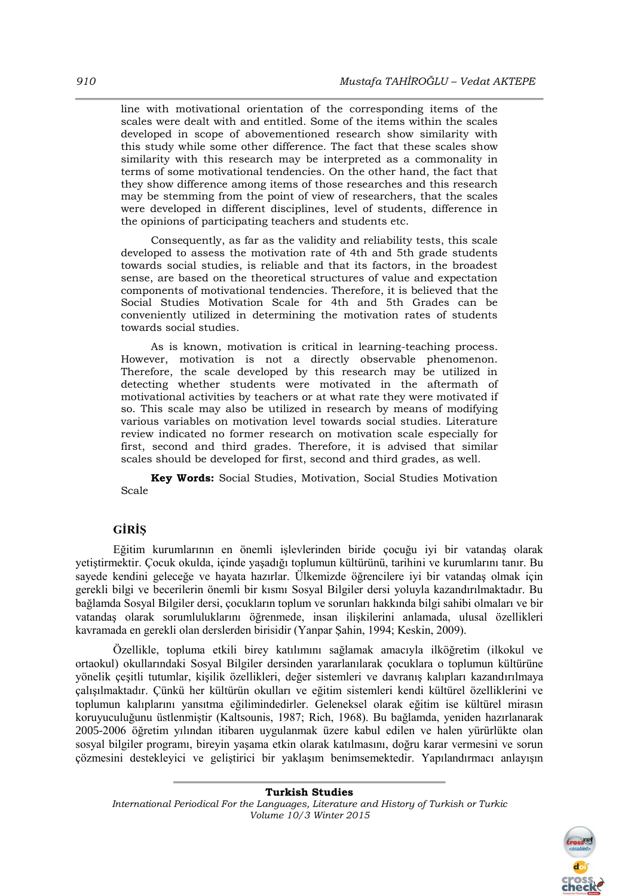line with motivational orientation of the corresponding items of the scales were dealt with and entitled. Some of the items within the scales developed in scope of abovementioned research show similarity with this study while some other difference. The fact that these scales show similarity with this research may be interpreted as a commonality in terms of some motivational tendencies. On the other hand, the fact that they show difference among items of those researches and this research may be stemming from the point of view of researchers, that the scales were developed in different disciplines, level of students, difference in the opinions of participating teachers and students etc.

Consequently, as far as the validity and reliability tests, this scale developed to assess the motivation rate of 4th and 5th grade students towards social studies, is reliable and that its factors, in the broadest sense, are based on the theoretical structures of value and expectation components of motivational tendencies. Therefore, it is believed that the Social Studies Motivation Scale for 4th and 5th Grades can be conveniently utilized in determining the motivation rates of students towards social studies.

As is known, motivation is critical in learning-teaching process. However, motivation is not a directly observable phenomenon. Therefore, the scale developed by this research may be utilized in detecting whether students were motivated in the aftermath of motivational activities by teachers or at what rate they were motivated if so. This scale may also be utilized in research by means of modifying various variables on motivation level towards social studies. Literature review indicated no former research on motivation scale especially for first, second and third grades. Therefore, it is advised that similar scales should be developed for first, second and third grades, as well.

**Key Words:** Social Studies, Motivation, Social Studies Motivation Scale

## GİRİŞ

Eğitim kurumlarının en önemli işlevlerinden biride çocuğu iyi bir vatandaş olarak yetiştirmektir. Çocuk okulda, içinde yaşadığı toplumun kültürünü, tarihini ve kurumlarını tanır. Bu sayede kendini geleceğe ve hayata hazırlar. Ülkemizde öğrencilere iyi bir vatandaş olmak için gerekli bilgi ve becerilerin önemli bir kısmı Sosyal Bilgiler dersi yoluyla kazandırılmaktadır. Bu bağlamda Sosyal Bilgiler dersi, çocukların toplum ve sorunları hakkında bilgi sahibi olmaları ve bir vatandaş olarak sorumluluklarını öğrenmede, insan ilişkilerini anlamada, ulusal özellikleri kavramada en gerekli olan derslerden birisidir (Yanpar Şahin, 1994; Keskin, 2009).

Özellikle, topluma etkili birey katılımını sağlamak amacıyla ilköğretim (ilkokul ve ortaokul) okullarındaki Sosyal Bilgiler dersinden yararlanılarak çocuklara o toplumun kültürüne yönelik çeşitli tutumlar, kişilik özellikleri, değer sistemleri ve davranış kalıpları kazandırılmaya çalışılmaktadır. Çünkü her kültürün okulları ve eğitim sistemleri kendi kültürel özelliklerini ve toplumun kalıplarını yansıtma eğilimindedirler. Geleneksel olarak eğitim ise kültürel mirasın koruyuculuğunu üstlenmiştir (Kaltsounis, 1987; Rich, 1968). Bu bağlamda, yeniden hazırlanarak 2005-2006 öğretim yılından itibaren uygulanmak üzere kabul edilen ve halen yürürlükte olan sosyal bilgiler programı, bireyin yaşama etkin olarak katılmasını, doğru karar vermesini ve sorun çözmesini destekleyici ve geliştirici bir yaklaşım benimsemektedir. Yapılandırmacı anlayışın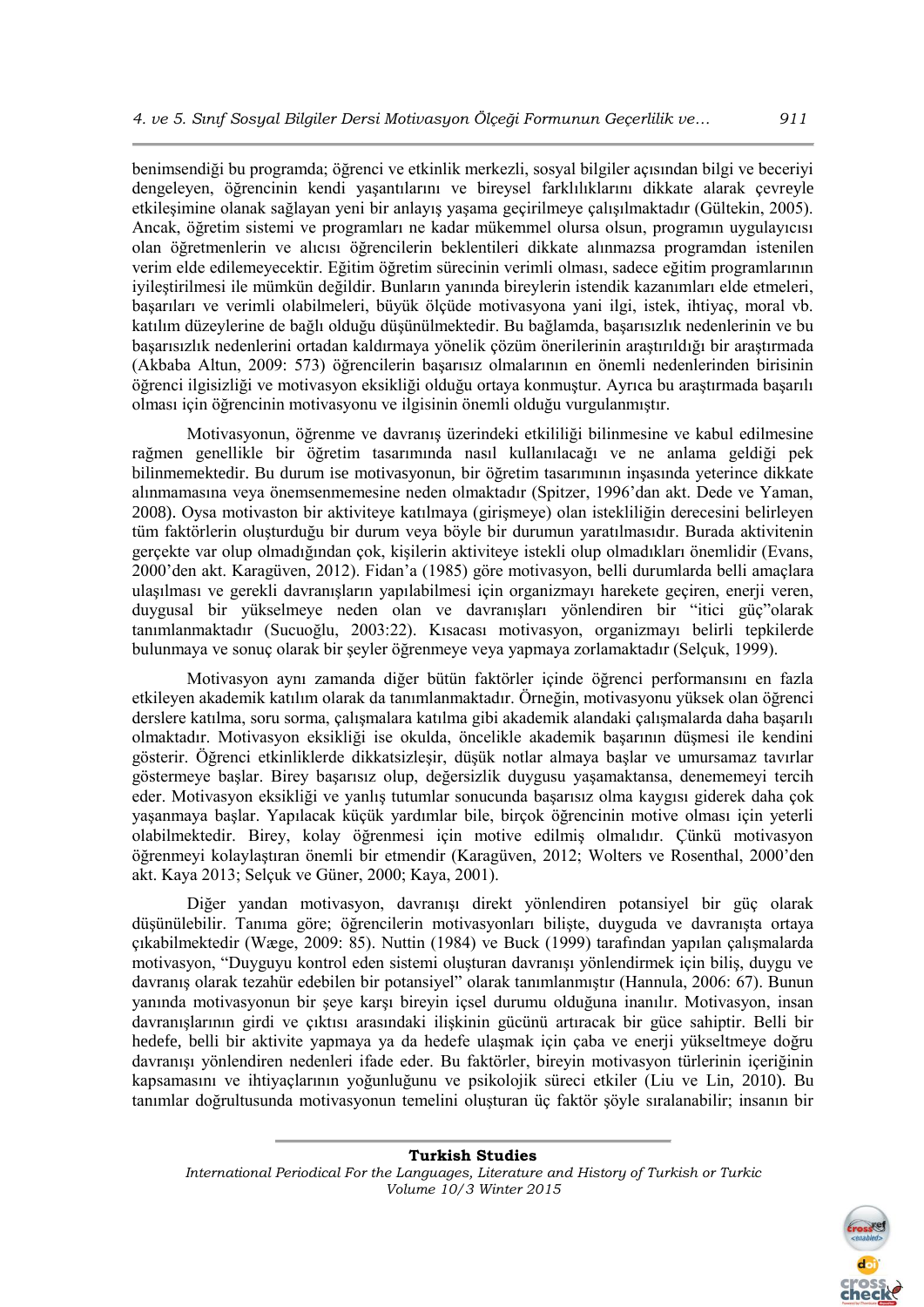benimsendiği bu programda; öğrenci ve etkinlik merkezli, sosyal bilgiler açısından bilgi ve beceriyi dengeleyen, öğrencinin kendi yaşantılarını ve bireysel farklılıklarını dikkate alarak çevreyle etkileşimine olanak sağlayan yeni bir anlayış yaşama geçirilmeye çalışılmaktadır (Gültekin, 2005). Ancak, öğretim sistemi ve programları ne kadar mükemmel olursa olsun, programın uygulayıcısı olan öğretmenlerin ve alıcısı öğrencilerin beklentileri dikkate alınmazsa programdan istenilen verim elde edilemeyecektir. Eğitim öğretim sürecinin verimli olması, sadece eğitim programlarının iyileştirilmesi ile mümkün değildir. Bunların yanında bireylerin istendik kazanımları elde etmeleri, başarıları ve verimli olabilmeleri, büyük ölçüde motivasyona yani ilgi, istek, ihtiyaç, moral vb. katılım düzeylerine de bağlı olduğu düşünülmektedir. Bu bağlamda, başarısızlık nedenlerinin ve bu başarısızlık nedenlerini ortadan kaldırmaya yönelik çözüm önerilerinin araştırıldığı bir araştırmada (Akbaba Altun, 2009: 573) öğrencilerin başarısız olmalarının en önemli nedenlerinden birisinin öğrenci ilgisizliği ve motivasyon eksikliği olduğu ortaya konmuştur. Ayrıca bu araştırmada başarılı olması için öğrencinin motivasyonu ve ilgisinin önemli olduğu vurgulanmıştır.

Motivasyonun, öğrenme ve davranış üzerindeki etkililiği bilinmesine ve kabul edilmesine rağmen genellikle bir öğretim tasarımında nasıl kullanılacağı ve ne anlama geldiği pek bilinmemektedir. Bu durum ise motivasyonun, bir öğretim tasarımının inşasında yeterince dikkate alınmamasına veya önemsenmemesine neden olmaktadır (Spitzer, 1996'dan akt. Dede ve Yaman, 2008). Oysa motivaston bir aktiviteye katılmaya (girişmeye) olan istekliliğin derecesini belirleyen tüm faktörlerin oluşturduğu bir durum veya böyle bir durumun yaratılmasıdır. Burada aktivitenin gerçekte var olup olmadığından çok, kişilerin aktiviteye istekli olup olmadıkları önemlidir (Evans, 2000'den akt. Karagüven, 2012). Fidan'a (1985) göre motivasyon, belli durumlarda belli amaçlara ulaşılması ve gerekli davranışların yapılabilmesi için organizmayı harekete geçiren, enerji veren, duygusal bir yükselmeye neden olan ve davranışları yönlendiren bir "itici güç"olarak tanımlanmaktadır (Sucuoğlu, 2003:22). Kısacası motivasyon, organizmayı belirli tepkilerde bulunmaya ve sonuç olarak bir şeyler öğrenmeye veya yapmaya zorlamaktadır (Selçuk, 1999).

Motivasyon aynı zamanda diğer bütün faktörler içinde öğrenci performansını en fazla etkileyen akademik katılım olarak da tanımlanmaktadır. Örneğin, motivasyonu yüksek olan öğrenci derslere katılma, soru sorma, çalışmalara katılma gibi akademik alandaki çalışmalarda daha başarılı olmaktadır. Motivasyon eksikliği ise okulda, öncelikle akademik başarının düşmesi ile kendini gösterir. Öğrenci etkinliklerde dikkatsizleşir, düşük notlar almaya başlar ve umursamaz tavırlar göstermeye başlar. Birey başarısız olup, değersizlik duygusu yaşamaktansa, denememeyi tercih eder. Motivasyon eksikliği ve yanlış tutumlar sonucunda başarısız olma kaygısı giderek daha çok yaşanmaya başlar. Yapılacak küçük yardımlar bile, birçok öğrencinin motive olması için yeterli olabilmektedir. Birey, kolay öğrenmesi için motive edilmiş olmalıdır. Çünkü motivasyon öğrenmeyi kolaylaştıran önemli bir etmendir (Karagüven, 2012; Wolters ve Rosenthal, 2000'den akt. Kaya 2013; Selçuk ve Güner, 2000; Kaya, 2001).

Diğer yandan motivasyon, davranışı direkt yönlendiren potansiyel bir güç olarak düşünülebilir. Tanıma göre; öğrencilerin motivasyonları bilişte, duyguda ve davranışta ortaya çıkabilmektedir (Wæge, 2009: 85). Nuttin (1984) ve Buck (1999) tarafından yapılan çalışmalarda motivasyon, "Duyguyu kontrol eden sistemi oluşturan davranışı yönlendirmek için biliş, duygu ve davranış olarak tezahür edebilen bir potansiyel" olarak tanımlanmıştır (Hannula, 2006: 67). Bunun yanında motivasyonun bir şeye karşı bireyin içsel durumu olduğuna inanılır. Motivasyon, insan davranışlarının girdi ve çıktısı arasındaki ilişkinin gücünü artıracak bir güce sahiptir. Belli bir hedefe, belli bir aktivite yapmaya ya da hedefe ulaşmak için çaba ve enerji yükseltmeye doğru davranışı yönlendiren nedenleri ifade eder. Bu faktörler, bireyin motivasyon türlerinin içeriğinin kapsamasını ve ihtiyaçlarının yoğunluğunu ve psikolojik süreci etkiler (Liu ve Lin, 2010). Bu tanımlar doğrultusunda motivasyonun temelini oluşturan üç faktör şöyle sıralanabilir; insanın bir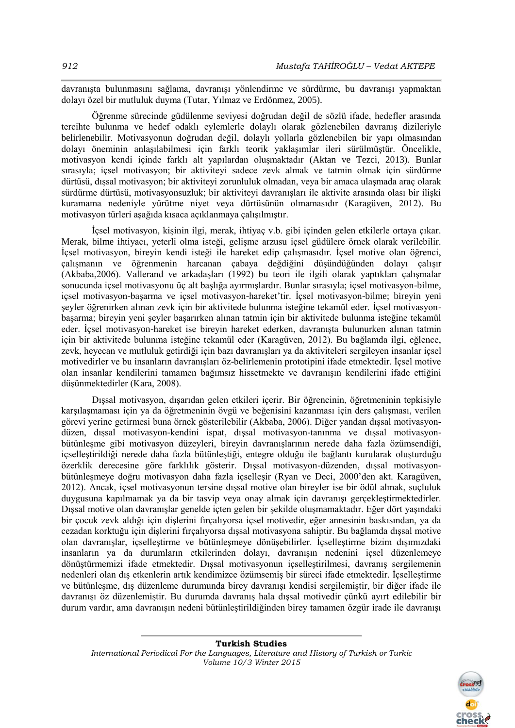davranışta bulunmasını sağlama, davranışı yönlendirme ve sürdürme, bu davranışı yapmaktan dolayı özel bir mutluluk duyma (Tutar, Yılmaz ve Erdönmez, 2005).

Öğrenme sürecinde güdülenme seviyesi doğrudan değil de sözlü ifade, hedefler arasında tercihte bulunma ve hedef odaklı eylemlerle dolaylı olarak gözlenebilen davranış dizileriyle belirlenebilir. Motivasyonun doğrudan değil, dolaylı yollarla gözlenebilen bir yapı olmasından dolayı öneminin anlaşılabilmesi için farklı teorik yaklaşımlar ileri sürülmüştür. Öncelikle, motivasyon kendi içinde farklı alt yapılardan oluşmaktadır (Aktan ve Tezci, 2013). Bunlar sırasıyla; içsel motivasyon; bir aktiviteyi sadece zevk almak ve tatmin olmak için sürdürme dürtüsü, dışsal motivasyon; bir aktiviteyi zorunluluk olmadan, veya bir amaca ulaşmada araç olarak sürdürme dürtüsü, motivasyonsuzluk; bir aktiviteyi davranışları ile aktivite arasında olası bir ilişki kuramama nedeniyle yürütme niyet veya dürtüsünün olmamasıdır (Karagüven, 2012). Bu motivasyon türleri aşağıda kısaca açıklanmaya çalışılmıştır.

İçsel motivasyon, kişinin ilgi, merak, ihtiyaç v.b. gibi içinden gelen etkilerle ortaya çıkar. Merak, bilme ihtiyacı, yeterli olma isteği, gelişme arzusu içsel güdülere örnek olarak verilebilir. İçsel motivasyon, bireyin kendi isteği ile hareket edip çalışmasıdır. İçsel motive olan öğrenci, çalışmanın ve öğrenmenin harcanan çabaya değdiğini düşündüğünden dolayı çalışır (Akbaba,2006). Vallerand ve arkadaşları (1992) bu teori ile ilgili olarak yaptıkları çalışmalar sonucunda içsel motivasyonu üç alt başlığa ayırmışlardır. Bunlar sırasıyla; içsel motivasyon-bilme, içsel motivasyon-başarma ve içsel motivasyon-hareket'tir. İçsel motivasyon-bilme; bireyin yeni şeyler öğrenirken alınan zevk için bir aktivitede bulunma isteğine tekamül eder. İçsel motivasyon-başarma; bireyin yeni şeyler başarırken alınan tatmin için bir aktivitede bulunma isteğine tekamül eder. İçsel motivasyon-hareket ise bireyin hareket ederken, davranışta bulunurken alınan tatmin için bir aktivitede bulunma isteğine tekamül eder (Karagüven, 2012). Bu bağlamda ilgi, eğlence, zevk, heyecan ve mutluluk getirdiği için bazı davranışları ya da aktiviteleri sergileyen insanlar içsel motivedirler ve bu insanların davranışları öz-belirlemenin prototipini ifade etmektedir. İçsel motive olan insanlar kendilerini tamamen bağımsız hissetmekte ve davranışın kendilerini ifade ettiğini düşünmektedirler (Kara, 2008).

Dışsal motivasyon, dışarıdan gelen etkileri içerir. Bir öğrencinin, öğretmeninin tepkisiyle karşılaşmaması için ya da öğretmeninin övgü ve beğenisini kazanması için ders çalışması, verilen görevi yerine getirmesi buna örnek gösterilebilir (Akbaba, 2006). Diğer yandan dışsal motivasyon-düzen, dışsal motivasyon-kendini ispat, dışsal motivasyon-tanınma ve dışsal motivasyon-bütünleşme gibi motivasyon düzeyleri, bireyin davranışlarının nerede daha fazla özümsendiği, içselleştirildiği nerede daha fazla bütünleştiği, entegre olduğu ile bağlantı kurularak oluşturduğu özerklik derecesine göre farklılık gösterir. Dışsal motivasyon-düzenden, dışsal motivasyon-bütünleşmeye doğru motivasyon daha fazla içselleşir (Ryan ve Deci, 2000'den akt. Karagüven, 2012). Ancak, içsel motivasyonun tersine dışsal motive olan bireyler ise bir ödül almak, suçluluk duygusuna kapılmamak ya da bir tasvip veya onay almak için davranışı gerçekleştirmektedirler. Dışsal motive olan davranışlar genelde içten gelen bir şekilde oluşmamaktadır. Eğer dört yaşındaki bir çocuk zevk aldığı için dişlerini fırçalıyorsa içsel motivedir, eğer annesinin baskısından, ya da cezadan korktuğu için dişlerini fırçalıyorsa dışsal motivasyona sahiptir. Bu bağlamda dışsal motive olan davranışlar, içselleştirme ve bütünleşmeye dönüşebilirler. İçselleştirme bizim dışımızdaki insanların ya da durumların etkilerinden dolayı, davranışın nedenini içsel düzenlemeye dönüştürmemizi ifade etmektedir. Dışsal motivasyonun içselleştirilmesi, davranış sergilemenin nedenleri olan dış etkenlerin artık kendimizce özümsemiş bir süreci ifade etmektedir. İçselleştirme ve bütünleşme, dış düzenleme durumunda birey davranışı kendisi sergilemiştir, bir diğer ifade ile davranışı öz düzenlemiştir. Bu durumda davranış hala dışsal motivedir çünkü ayırt edilebilir bir durum vardır, ama davranışın nedeni bütünleştirildiğinden birey tamamen özgür irade ile davranışı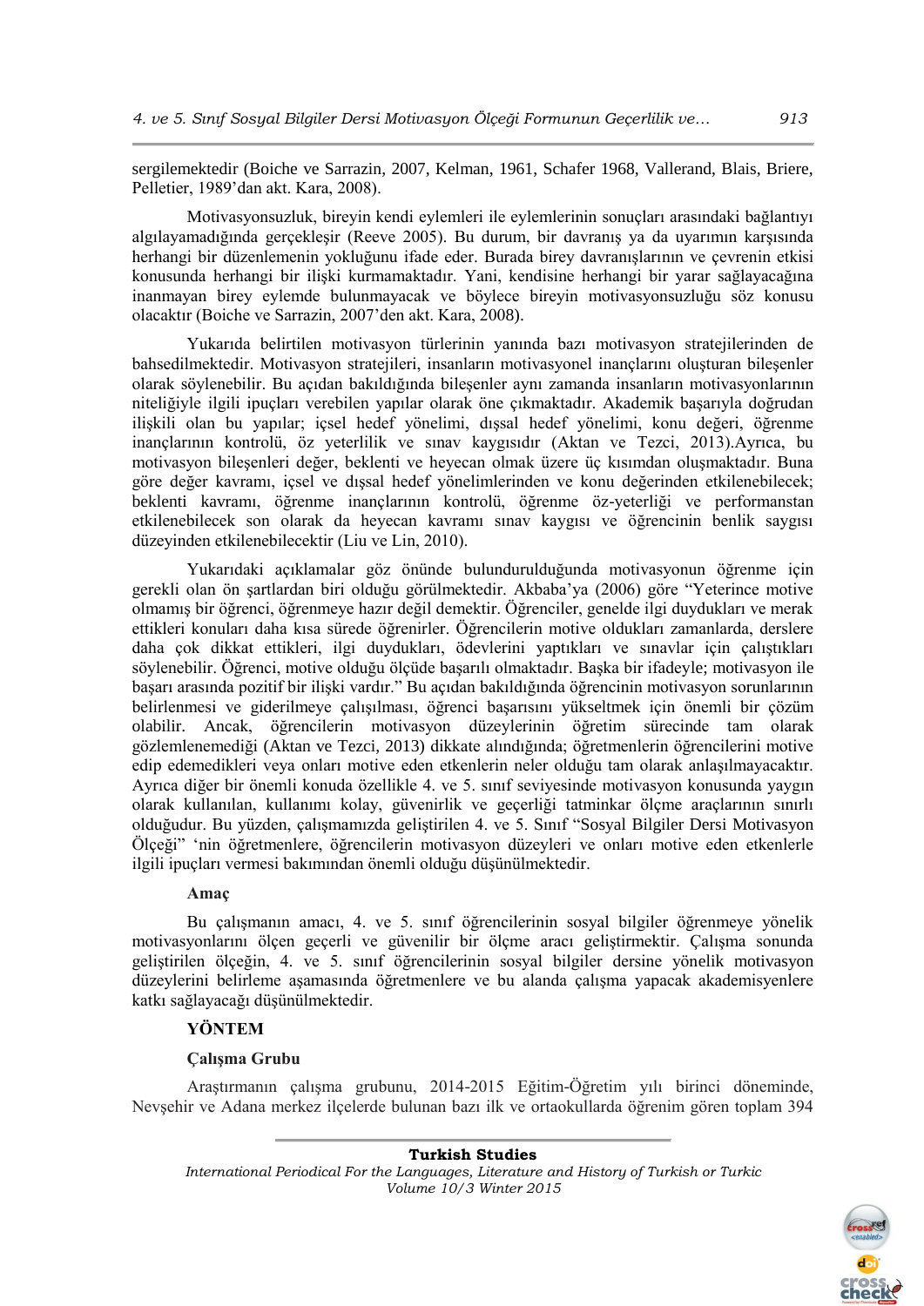sergilemektedir (Boiche ve Sarrazin, 2007, Kelman, 1961, Schafer 1968, Vallerand, Blais, Briere, Pelletier, 1989'dan akt. Kara, 2008).

Motivasyonsuzluk, bireyin kendi eylemleri ile eylemlerinin sonuçları arasındaki bağlantıyı algılayamadığında gerçekleşir (Reeve 2005). Bu durum, bir davranış ya da uyarımın karşısında herhangi bir düzenlemenin yokluğunu ifade eder. Burada birey davranışlarının ve çevrenin etkisi konusunda herhangi bir ilişki kurmamaktadır. Yani, kendisine herhangi bir yarar sağlayacağına inanmayan birey eylemde bulunmayacak ve böylece bireyin motivasyonsuzluğu söz konusu olacaktır (Boiche ve Sarrazin, 2007'den akt. Kara, 2008).

Yukarıda belirtilen motivasyon türlerinin yanında bazı motivasyon stratejilerinden de bahsedilmektedir. Motivasyon stratejileri, insanların motivasyonel inançlarını oluşturan bileşenler olarak söylenebilir. Bu açıdan bakıldığında bileşenler aynı zamanda insanların motivasyonlarının niteliğiyle ilgili ipuçları verebilen yapılar olarak öne çıkmaktadır. Akademik başarıyla doğrudan ilişkili olan bu yapılar; içsel hedef yönelimi, dışsal hedef yönelimi, konu değeri, öğrenme inançlarının kontrolü, öz yeterlilik ve sınav kaygısıdır (Aktan ve Tezci, 2013).Ayrıca, bu motivasyon bileşenleri değer, beklenti ve heyecan olmak üzere üç kısımdan oluşmaktadır. Buna göre değer kavramı, içsel ve dışsal hedef yönelimlerinden ve konu değerinden etkilenebilecek; beklenti kavramı, öğrenme inançlarının kontrolü, öğrenme öz-yeterliği ve performanstan etkilenebilecek son olarak da heyecan kavramı sınav kaygısı ve öğrencinin benlik saygısı düzeyinden etkilenebilecektir (Liu ve Lin, 2010).

Yukarıdaki açıklamalar göz önünde bulundurulduğunda motivasyonun öğrenme için gerekli olan ön şartlardan biri olduğu görülmektedir. Akbaba'ya (2006) göre "Yeterince motive olmamış bir öğrenci, öğrenmeye hazır değil demektir. Öğrenciler, genelde ilgi duydukları ve merak ettikleri konuları daha kısa sürede öğrenirler. Öğrencilerin motive oldukları zamanlarda, derslere daha çok dikkat ettikleri, ilgi duydukları, ödevlerini yaptıkları ve sınavlar için çalıştıkları söylenebilir. Öğrenci, motive olduğu ölçüde başarılı olmaktadır. Başka bir ifadeyle; motivasyon ile başarı arasında pozitif bir ilişki vardır." Bu açıdan bakıldığında öğrencinin motivasyon sorunlarının belirlenmesi ve giderilmeye çalışılması, öğrenci başarısını yükseltmek için önemli bir çözüm olabilir. Ancak, öğrencilerin motivasyon düzeylerinin öğretim sürecinde tam olarak gözlemlenemediği (Aktan ve Tezci, 2013) dikkate alındığında; öğretmenlerin öğrencilerini motive edip edemedikleri veya onları motive eden etkenlerin neler olduğu tam olarak anlaşılmayacaktır. Ayrıca diğer bir önemli konuda özellikle 4. ve 5. sınıf seviyesinde motivasyon konusunda yaygın olarak kullanılan, kullanımı kolay, güvenirlik ve geçerliği tatminkar ölçme araçlarının sınırlı olduğudur. Bu yüzden, çalışmamızda geliştirilen 4. ve 5. Sınıf "Sosyal Bilgiler Dersi Motivasyon Ölçeği" 'nin öğretmenlere, öğrencilerin motivasyon düzeyleri ve onları motive eden etkenlerle ilgili ipuçları vermesi bakımından önemli olduğu düşünülmektedir.

**Amaç**

Bu çalışmanın amacı, 4. ve 5. sınıf öğrencilerinin sosyal bilgiler öğrenmeye yönelik motivasyonlarını ölçen geçerli ve güvenilir bir ölçme aracı geliştirmektir. Çalışma sonunda geliştirilen ölçeğin, 4. ve 5. sınıf öğrencilerinin sosyal bilgiler dersine yönelik motivasyon düzeylerini belirleme aşamasında öğretmenlere ve bu alanda çalışma yapacak akademisyenlere katkı sağlayacağı düşünülmektedir.

## YÖNTEM

### Çalışma Grubu

Araştırmanın çalışma grubunu, 2014-2015 Eğitim-Öğretim yılı birinci döneminde, Nevşehir ve Adana merkez ilçelerde bulunan bazı ilk ve ortaokullarda öğrenim gören toplam 394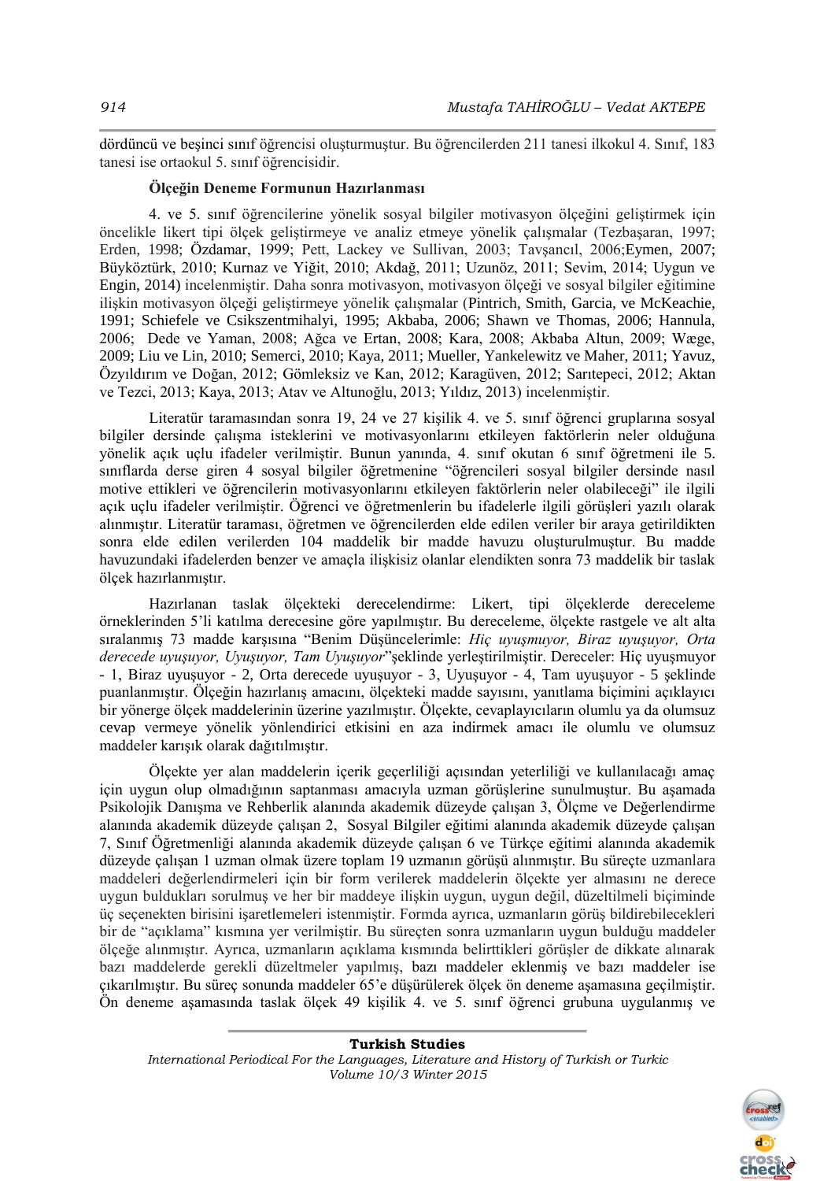dördüncü ve beşinci sınıf öğrencisi oluşturmuştur. Bu öğrencilerden 211 tanesi ilkokul 4. Sınıf, 183 tanesi ise ortaokul 5. sınıf öğrencisidir.

### Ölçeğin Deneme Formunun Hazırlanması

4. ve 5. sınıf öğrencilerine yönelik sosyal bilgiler motivasyon ölçeğini geliştirmek için öncelikle likert tipi ölçek geliştirmeye ve analiz etmeye yönelik çalışmalar (Tezbaşaran, 1997; Erden, 1998; Özdamar, 1999; Pett, Lackey ve Sullivan, 2003; Tavşancıl, 2006;Eymen, 2007; Büyköztürk, 2010; Kurnaz ve Yiğit, 2010; Akdağ, 2011; Uzunöz, 2011; Sevim, 2014; Uygun ve Engin, 2014) incelenmiştir. Daha sonra motivasyon, motivasyon ölçeği ve sosyal bilgiler eğitimine ilişkin motivasyon ölçeği geliştirmeye yönelik çalışmalar (Pintrich, Smith, Garcia, ve McKeachie, 1991; Schiefele ve Csikszentmihalyi, 1995; Akbaba, 2006; Shawn ve Thomas, 2006; Hannula, 2006; Dede ve Yaman, 2008; Ağca ve Ertan, 2008; Kara, 2008; Akbaba Altun, 2009; Wæge, 2009; Liu ve Lin, 2010; Semerci, 2010; Kaya, 2011; Mueller, Yankelewitz ve Maher, 2011; Yavuz, Özyıldırım ve Doğan, 2012; Gömleksiz ve Kan, 2012; Karagüven, 2012; Sarıtepeci, 2012; Aktan ve Tezci, 2013; Kaya, 2013; Atav ve Altunoğlu, 2013; Yıldız, 2013) incelenmiştir.

Literatür taramasından sonra 19, 24 ve 27 kişilik 4. ve 5. sınıf öğrenci gruplarına sosyal bilgiler dersinde çalışma isteklerini ve motivasyonlarını etkileyen faktörlerin neler olduğuna yönelik açık uçlu ifadeler verilmiştir. Bunun yanında, 4. sınıf okutan 6 sınıf öğretmeni ile 5. sınıflarda derse giren 4 sosyal bilgiler öğretmenine "öğrencileri sosyal bilgiler dersinde nasıl motive ettikleri ve öğrencilerin motivasyonlarını etkileyen faktörlerin neler olabileceği" ile ilgili açık uçlu ifadeler verilmiştir. Öğrenci ve öğretmenlerin bu ifadelerle ilgili görüşleri yazılı olarak alınmıştır. Literatür taraması, öğretmen ve öğrencilerden elde edilen veriler bir araya getirildikten sonra elde edilen verilerden 104 maddelik bir madde havuzu oluşturulmuştur. Bu madde havuzundaki ifadelerden benzer ve amaçla ilişkisiz olanlar elendikten sonra 73 maddelik bir taslak ölçek hazırlanmıştır.

Hazırlanan taslak ölçekteki derecelendirme: Likert, tipi ölçeklerde dereceleme örneklerinden 5'li katılma derecesine göre yapılmıştır. Bu dereceleme, ölçekte rastgele ve alt alta sıralanmış 73 madde karşısına "Benim Düşüncelerimle: *Hiç uyuşmuyor, Biraz uyuşuyor, Orta derecede uyuşuyor, Uyuşuyor, Tam Uyuşuyor*"şeklinde yerleştirilmiştir. Dereceler: Hiç uyuşmuyor - 1, Biraz uyuşuyor - 2, Orta derecede uyuşuyor - 3, Uyuşuyor - 4, Tam uyuşuyor - 5 şeklinde puanlanmıştır. Ölçeğin hazırlanış amacını, ölçekteki madde sayısını, yanıtlama biçimini açıklayıcı bir yönerge ölçek maddelerinin üzerine yazılmıştır. Ölçekte, cevaplayıcıların olumlu ya da olumsuz cevap vermeye yönelik yönlendirici etkisini en aza indirmek amacı ile olumlu ve olumsuz maddeler karışık olarak dağıtılmıştır.

Ölçekte yer alan maddelerin içerik geçerliliği açısından yeterliliği ve kullanılacağı amaç için uygun olup olmadığının saptanması amacıyla uzman görüşlerine sunulmuştur. Bu aşamada Psikolojik Danışma ve Rehberlik alanında akademik düzeyde çalışan 3, Ölçme ve Değerlendirme alanında akademik düzeyde çalışan 2, Sosyal Bilgiler eğitimi alanında akademik düzeyde çalışan 7, Sınıf Öğretmenliği alanında akademik düzeyde çalışan 6 ve Türkçe eğitimi alanında akademik düzeyde çalışan 1 uzman olmak üzere toplam 19 uzmanın görüşü alınmıştır. Bu süreçte uzmanlara maddeleri değerlendirmeleri için bir form verilerek maddelerin ölçekte yer almasını ne derece uygun buldukları sorulmuş ve her bir maddeye ilişkin uygun, uygun değil, düzeltilmeli biçiminde üç seçenekten birisini işaretlemeleri istenmiştir. Formda ayrıca, uzmanların görüş bildirebilecekleri bir de "açıklama" kısmına yer verilmiştir. Bu süreçten sonra uzmanların uygun bulduğu maddeler ölçeğe alınmıştır. Ayrıca, uzmanların açıklama kısmında belirttikleri görüşler de dikkate alınarak bazı maddelerde gerekli düzeltmeler yapılmış, bazı maddeler eklenmiş ve bazı maddeler ise çıkarılmıştır. Bu süreç sonunda maddeler 65'e düşürülerek ölçek ön deneme aşamasına geçilmiştir. Ön deneme aşamasında taslak ölçek 49 kişilik 4. ve 5. sınıf öğrenci grubuna uygulanmış ve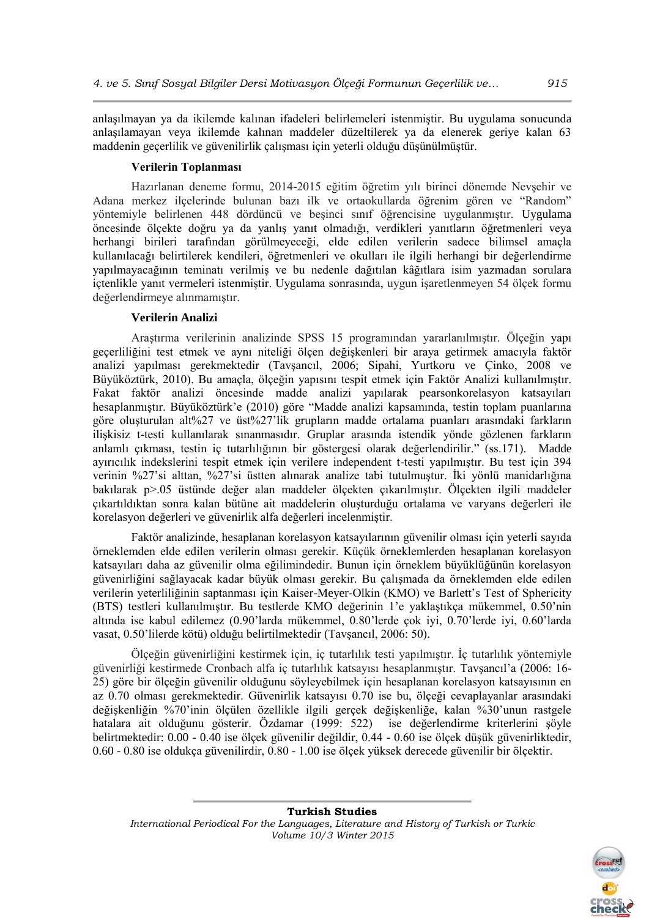anlaşılmayan ya da ikilemde kalınan ifadeleri belirlemeleri istenmiştir. Bu uygulama sonucunda anlaşılamayan veya ikilemde kalınan maddeler düzeltilerek ya da elenerek geriye kalan 63 maddenin geçerlilik ve güvenilirlik çalışması için yeterli olduğu düşünülmüştür.

**Verilerin Toplanması**

Hazırlanan deneme formu, 2014-2015 eğitim öğretim yılı birinci dönemde Nevşehir ve Adana merkez ilçelerinde bulunan bazı ilk ve ortaokullarda öğrenim gören ve "Random" yöntemiyle belirlenen 448 dördüncü ve beşinci sınıf öğrencisine uygulanmıştır. Uygulama öncesinde ölçekte doğru ya da yanlış yanıt olmadığı, verdikleri yanıtların öğretmenleri veya herhangi birileri tarafından görülmeyeceği, elde edilen verilerin sadece bilimsel amaçla kullanılacağı belirtilerek kendileri, öğretmenleri ve okulları ile ilgili herhangi bir değerlendirme yapılmayacağının teminatı verilmiş ve bu nedenle dağıtılan kâğıtlara isim yazmadan sorulara içtenlikle yanıt vermeleri istenmiştir. Uygulama sonrasında, uygun işaretlenmeyen 54 ölçek formu değerlendirmeye alınmamıştır.

**Verilerin Analizi**

Araştırma verilerinin analizinde SPSS 15 programından yararlanılmıştır. Ölçeğin yapı geçerliliğini test etmek ve aynı niteliği ölçen değişkenleri bir araya getirmek amacıyla faktör analizi yapılması gerekmektedir (Tavşancıl, 2006; Sipahi, Yurtkoru ve Çinko, 2008 ve Büyüköztürk, 2010). Bu amaçla, ölçeğin yapısını tespit etmek için Faktör Analizi kullanılmıştır. Fakat faktör analizi öncesinde madde analizi yapılarak pearsonkorelasyon katsayıları hesaplanmıştır. Büyüköztürk'e (2010) göre "Madde analizi kapsamında, testin toplam puanlarına göre oluşturulan alt%27 ve üst%27'lik grupların madde ortalama puanları arasındaki farkların ilişkisiz t-testi kullanılarak sınanmasıdır. Gruplar arasında istendik yönde gözlenen farkların anlamlı çıkması, testin iç tutarlılığının bir göstergesi olarak değerlendirilir." (ss.171). Madde ayırıcılık indekslerini tespit etmek için verilere independent t-testi yapılmıştır. Bu test için 394 verinin %27'si alttan, %27'si üstten alınarak analize tabi tutulmuştur. İki yönlü manidarlığına bakılarak p>.05 üstünde değer alan maddeler ölçekten çıkarılmıştır. Ölçekten ilgili maddeler çıkartıldıktan sonra kalan bütüne ait maddelerin oluşturduğu ortalama ve varyans değerleri ile korelasyon değerleri ve güvenirlik alfa değerleri incelenmiştir.

Faktör analizinde, hesaplanan korelasyon katsayılarının güvenilir olması için yeterli sayıda örneklemden elde edilen verilerin olması gerekir. Küçük örneklemlerden hesaplanan korelasyon katsayıları daha az güvenilir olma eğilimindedir. Bunun için örneklem büyüklüğünün korelasyon güvenirliğini sağlayacak kadar büyük olması gerekir. Bu çalışmada da örneklemden elde edilen verilerin yeterliliğinin saptanması için Kaiser-Meyer-Olkin (KMO) ve Barlett's Test of Sphericity (BTS) testleri kullanılmıştır. Bu testlerde KMO değerinin 1'e yaklaştıkça mükemmel, 0.50'nin altında ise kabul edilemez (0.90'larda mükemmel, 0.80'lerde çok iyi, 0.70'lerde iyi, 0.60'larda vasat, 0.50'lilerde kötü) olduğu belirtilmektedir (Tavşancıl, 2006: 50).

Ölçeğin güvenirliğini kestirmek için, iç tutarlılık testi yapılmıştır. İç tutarlılık yöntemiyle güvenirliği kestirmede Cronbach alfa iç tutarlılık katsayısı hesaplanmıştır. Tavşancıl'a (2006: 16-25) göre bir ölçeğin güvenilir olduğunu söyleyebilmek için hesaplanan korelasyon katsayısının en az 0.70 olması gerekmektedir. Güvenirlik katsayısı 0.70 ise bu, ölçeği cevaplayanlar arasındaki değişkenliğin %70'inin ölçülen özellikle ilgili gerçek değişkenliğe, kalan %30'unun rastgele hatalara ait olduğunu gösterir. Özdamar (1999: 522) ise değerlendirme kriterlerini şöyle belirtmektedir: 0.00 - 0.40 ise ölçek güvenilir değildir, 0.44 - 0.60 ise ölçek düşük güvenilirliktedir, 0.60 - 0.80 ise oldukça güvenilirdir, 0.80 - 1.00 ise ölçek yüksek derecede güvenilir bir ölçektir.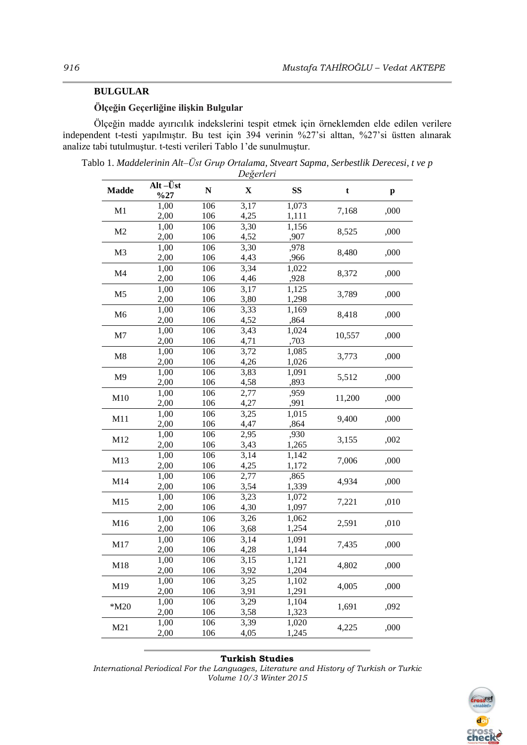## BULGULAR

### Ölçeğin Geçerliğine ilişkin Bulgular

Ölçeğin madde ayırıcılık indekslerini tespit etmek için örneklemden elde edilen verilere independent t-testi yapılmıştır. Bu test için 394 verinin %27'si alttan, %27'si üstten alınarak analize tabi tutulmuştur. t-testi verileri Tablo 1'de sunulmuştur.

Tablo 1. *Maddelerinin Alt–Üst Grup Ortalama, Stveart Sapma, Serbestlik Derecesi, t ve p Değerleri*

| Madde | Alt –Üst %27 | N | X | SS | t | p |
|---|---|---|---|---|---|---|
| M1 | 1,00 | 106 | 3,17 | 1,073 | 7,168 | ,000 |
| | 2,00 | 106 | 4,25 | 1,111 | | |
| M2 | 1,00 | 106 | 3,30 | 1,156 | 8,525 | ,000 |
| | 2,00 | 106 | 4,52 | ,907 | | |
| M3 | 1,00 | 106 | 3,30 | ,978 | 8,480 | ,000 |
| | 2,00 | 106 | 4,43 | ,966 | | |
| M4 | 1,00 | 106 | 3,34 | 1,022 | 8,372 | ,000 |
| | 2,00 | 106 | 4,46 | ,928 | | |
| M5 | 1,00 | 106 | 3,17 | 1,125 | 3,789 | ,000 |
| | 2,00 | 106 | 3,80 | 1,298 | | |
| M6 | 1,00 | 106 | 3,33 | 1,169 | 8,418 | ,000 |
| | 2,00 | 106 | 4,52 | ,864 | | |
| M7 | 1,00 | 106 | 3,43 | 1,024 | 10,557 | ,000 |
| | 2,00 | 106 | 4,71 | ,703 | | |
| M8 | 1,00 | 106 | 3,72 | 1,085 | 3,773 | ,000 |
| | 2,00 | 106 | 4,26 | 1,026 | | |
| M9 | 1,00 | 106 | 3,83 | 1,091 | 5,512 | ,000 |
| | 2,00 | 106 | 4,58 | ,893 | | |
| M10 | 1,00 | 106 | 2,77 | ,959 | 11,200 | ,000 |
| | 2,00 | 106 | 4,27 | ,991 | | |
| M11 | 1,00 | 106 | 3,25 | 1,015 | 9,400 | ,000 |
| | 2,00 | 106 | 4,47 | ,864 | | |
| M12 | 1,00 | 106 | 2,95 | ,930 | 3,155 | ,002 |
| | 2,00 | 106 | 3,43 | 1,265 | | |
| M13 | 1,00 | 106 | 3,14 | 1,142 | 7,006 | ,000 |
| | 2,00 | 106 | 4,25 | 1,172 | | |
| M14 | 1,00 | 106 | 2,77 | ,865 | 4,934 | ,000 |
| | 2,00 | 106 | 3,54 | 1,339 | | |
| M15 | 1,00 | 106 | 3,23 | 1,072 | 7,221 | ,010 |
| | 2,00 | 106 | 4,30 | 1,097 | | |
| M16 | 1,00 | 106 | 3,26 | 1,062 | 2,591 | ,010 |
| | 2,00 | 106 | 3,68 | 1,254 | | |
| M17 | 1,00 | 106 | 3,14 | 1,091 | 7,435 | ,000 |
| | 2,00 | 106 | 4,28 | 1,144 | | |
| M18 | 1,00 | 106 | 3,15 | 1,121 | 4,802 | ,000 |
| | 2,00 | 106 | 3,92 | 1,204 | | |
| M19 | 1,00 | 106 | 3,25 | 1,102 | 4,005 | ,000 |
| | 2,00 | 106 | 3,91 | 1,291 | | |
| *M20 | 1,00 | 106 | 3,29 | 1,104 | 1,691 | ,092 |
| | 2,00 | 106 | 3,58 | 1,323 | | |
| M21 | 1,00 | 106 | 3,39 | 1,020 | 4,225 | ,000 |
| | 2,00 | 106 | 4,05 | 1,245 | | |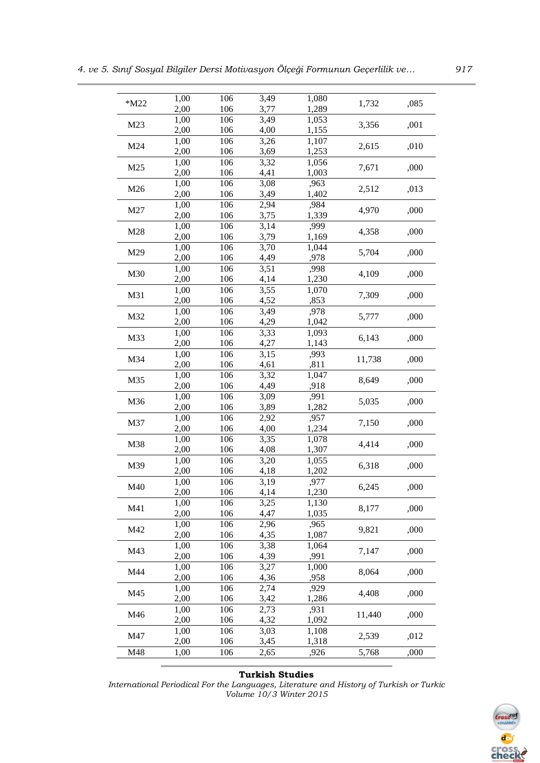| | | | | | | |
|---|---|---|---|---|---|---|
| *M22 | 1,00 | 106 | 3,49 | 1,080 | 1,732 | ,085 |
| | 2,00 | 106 | 3,77 | 1,289 | | |
| M23 | 1,00 | 106 | 3,49 | 1,053 | 3,356 | ,001 |
| | 2,00 | 106 | 4,00 | 1,155 | | |
| M24 | 1,00 | 106 | 3,26 | 1,107 | 2,615 | ,010 |
| | 2,00 | 106 | 3,69 | 1,253 | | |
| M25 | 1,00 | 106 | 3,32 | 1,056 | 7,671 | ,000 |
| | 2,00 | 106 | 4,41 | 1,003 | | |
| M26 | 1,00 | 106 | 3,08 | ,963 | 2,512 | ,013 |
| | 2,00 | 106 | 3,49 | 1,402 | | |
| M27 | 1,00 | 106 | 2,94 | ,984 | 4,970 | ,000 |
| | 2,00 | 106 | 3,75 | 1,339 | | |
| M28 | 1,00 | 106 | 3,14 | ,999 | 4,358 | ,000 |
| | 2,00 | 106 | 3,79 | 1,169 | | |
| M29 | 1,00 | 106 | 3,70 | 1,044 | 5,704 | ,000 |
| | 2,00 | 106 | 4,49 | ,978 | | |
| M30 | 1,00 | 106 | 3,51 | ,998 | 4,109 | ,000 |
| | 2,00 | 106 | 4,14 | 1,230 | | |
| M31 | 1,00 | 106 | 3,55 | 1,070 | 7,309 | ,000 |
| | 2,00 | 106 | 4,52 | ,853 | | |
| M32 | 1,00 | 106 | 3,49 | ,978 | 5,777 | ,000 |
| | 2,00 | 106 | 4,29 | 1,042 | | |
| M33 | 1,00 | 106 | 3,33 | 1,093 | 6,143 | ,000 |
| | 2,00 | 106 | 4,27 | 1,143 | | |
| M34 | 1,00 | 106 | 3,15 | ,993 | 11,738 | ,000 |
| | 2,00 | 106 | 4,61 | ,811 | | |
| M35 | 1,00 | 106 | 3,32 | 1,047 | 8,649 | ,000 |
| | 2,00 | 106 | 4,49 | ,918 | | |
| M36 | 1,00 | 106 | 3,09 | ,991 | 5,035 | ,000 |
| | 2,00 | 106 | 3,89 | 1,282 | | |
| M37 | 1,00 | 106 | 2,92 | ,957 | 7,150 | ,000 |
| | 2,00 | 106 | 4,00 | 1,234 | | |
| M38 | 1,00 | 106 | 3,35 | 1,078 | 4,414 | ,000 |
| | 2,00 | 106 | 4,08 | 1,307 | | |
| M39 | 1,00 | 106 | 3,20 | 1,055 | 6,318 | ,000 |
| | 2,00 | 106 | 4,18 | 1,202 | | |
| M40 | 1,00 | 106 | 3,19 | ,977 | 6,245 | ,000 |
| | 2,00 | 106 | 4,14 | 1,230 | | |
| M41 | 1,00 | 106 | 3,25 | 1,130 | 8,177 | ,000 |
| | 2,00 | 106 | 4,47 | 1,035 | | |
| M42 | 1,00 | 106 | 2,96 | ,965 | 9,821 | ,000 |
| | 2,00 | 106 | 4,35 | 1,087 | | |
| M43 | 1,00 | 106 | 3,38 | 1,064 | 7,147 | ,000 |
| | 2,00 | 106 | 4,39 | ,991 | | |
| M44 | 1,00 | 106 | 3,27 | 1,000 | 8,064 | ,000 |
| | 2,00 | 106 | 4,36 | ,958 | | |
| M45 | 1,00 | 106 | 2,74 | ,929 | 4,408 | ,000 |
| | 2,00 | 106 | 3,42 | 1,286 | | |
| M46 | 1,00 | 106 | 2,73 | ,931 | 11,440 | ,000 |
| | 2,00 | 106 | 4,32 | 1,092 | | |
| M47 | 1,00 | 106 | 3,03 | 1,108 | 2,539 | ,012 |
| | 2,00 | 106 | 3,45 | 1,318 | | |
| M48 | 1,00 | 106 | 2,65 | ,926 | 5,768 | ,000 |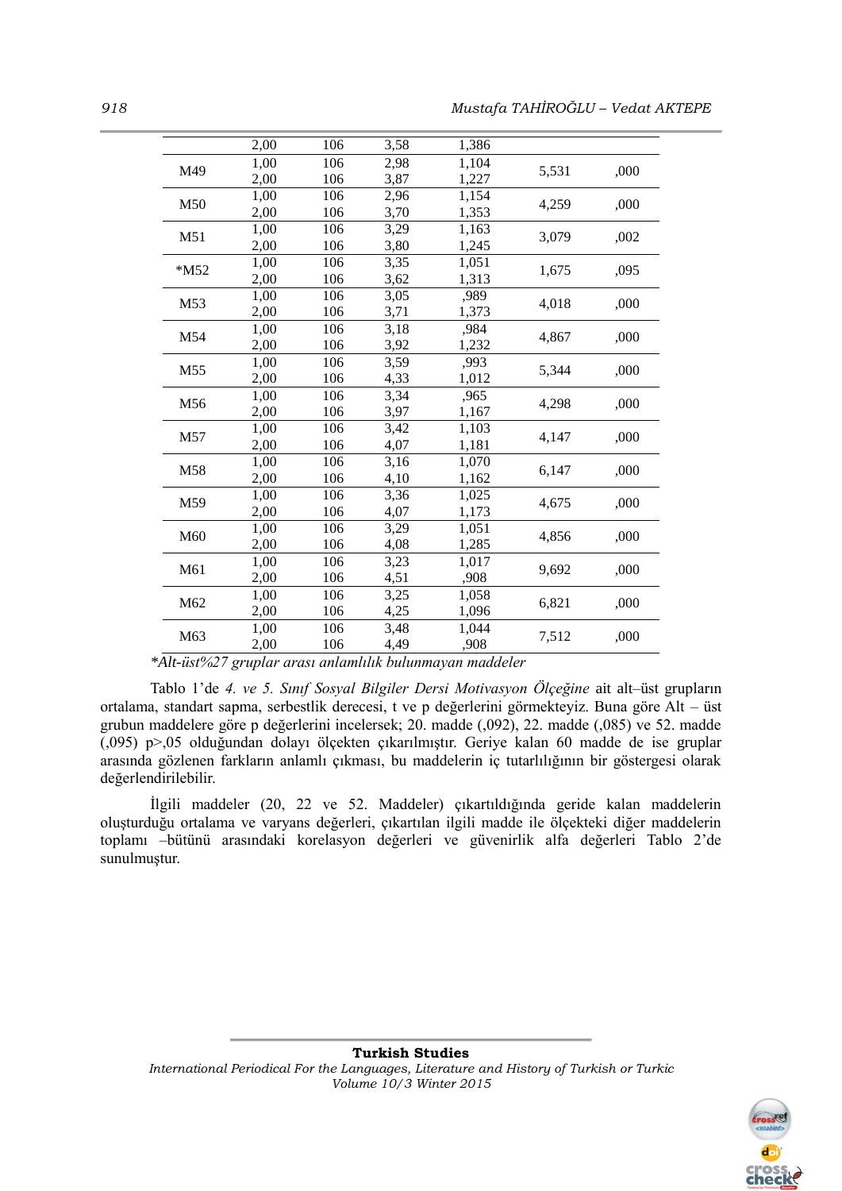| | 2,00 | 106 | 3,58 | 1,386 | | |
|---|---|---|---|---|---|---|
| M49 | 1,00 | 106 | 2,98 | 1,104 | 5,531 | ,000 |
| | 2,00 | 106 | 3,87 | 1,227 | | |
| M50 | 1,00 | 106 | 2,96 | 1,154 | 4,259 | ,000 |
| | 2,00 | 106 | 3,70 | 1,353 | | |
| M51 | 1,00 | 106 | 3,29 | 1,163 | 3,079 | ,002 |
| | 2,00 | 106 | 3,80 | 1,245 | | |
| *M52 | 1,00 | 106 | 3,35 | 1,051 | 1,675 | ,095 |
| | 2,00 | 106 | 3,62 | 1,313 | | |
| M53 | 1,00 | 106 | 3,05 | ,989 | 4,018 | ,000 |
| | 2,00 | 106 | 3,71 | 1,373 | | |
| M54 | 1,00 | 106 | 3,18 | ,984 | 4,867 | ,000 |
| | 2,00 | 106 | 3,92 | 1,232 | | |
| M55 | 1,00 | 106 | 3,59 | ,993 | 5,344 | ,000 |
| | 2,00 | 106 | 4,33 | 1,012 | | |
| M56 | 1,00 | 106 | 3,34 | ,965 | 4,298 | ,000 |
| | 2,00 | 106 | 3,97 | 1,167 | | |
| M57 | 1,00 | 106 | 3,42 | 1,103 | 4,147 | ,000 |
| | 2,00 | 106 | 4,07 | 1,181 | | |
| M58 | 1,00 | 106 | 3,16 | 1,070 | 6,147 | ,000 |
| | 2,00 | 106 | 4,10 | 1,162 | | |
| M59 | 1,00 | 106 | 3,36 | 1,025 | 4,675 | ,000 |
| | 2,00 | 106 | 4,07 | 1,173 | | |
| M60 | 1,00 | 106 | 3,29 | 1,051 | 4,856 | ,000 |
| | 2,00 | 106 | 4,08 | 1,285 | | |
| M61 | 1,00 | 106 | 3,23 | 1,017 | 9,692 | ,000 |
| | 2,00 | 106 | 4,51 | ,908 | | |
| M62 | 1,00 | 106 | 3,25 | 1,058 | 6,821 | ,000 |
| | 2,00 | 106 | 4,25 | 1,096 | | |
| M63 | 1,00 | 106 | 3,48 | 1,044 | 7,512 | ,000 |
| | 2,00 | 106 | 4,49 | ,908 | | |

*\*Alt-üst%27 gruplar arası anlamlılık bulunmayan maddeler*

Tablo 1'de *4. ve 5. Sınıf Sosyal Bilgiler Dersi Motivasyon Ölçeğine* ait alt–üst grupların ortalama, standart sapma, serbestlik derecesi, t ve p değerlerini görmekteyiz. Buna göre Alt – üst grubun maddelere göre p değerlerini incelersek; 20. madde (,092), 22. madde (,085) ve 52. madde (,095) p>,05 olduğundan dolayı ölçekten çıkarılmıştır. Geriye kalan 60 madde de ise gruplar arasında gözlenen farkların anlamlı çıkması, bu maddelerin iç tutarlılığının bir göstergesi olarak değerlendirilebilir.

İlgili maddeler (20, 22 ve 52. Maddeler) çıkartıldığında geride kalan maddelerin oluşturduğu ortalama ve varyans değerleri, çıkartılan ilgili madde ile ölçekteki diğer maddelerin toplamı –bütünü arasındaki korelasyon değerleri ve güvenirlik alfa değerleri Tablo 2'de sunulmuştur.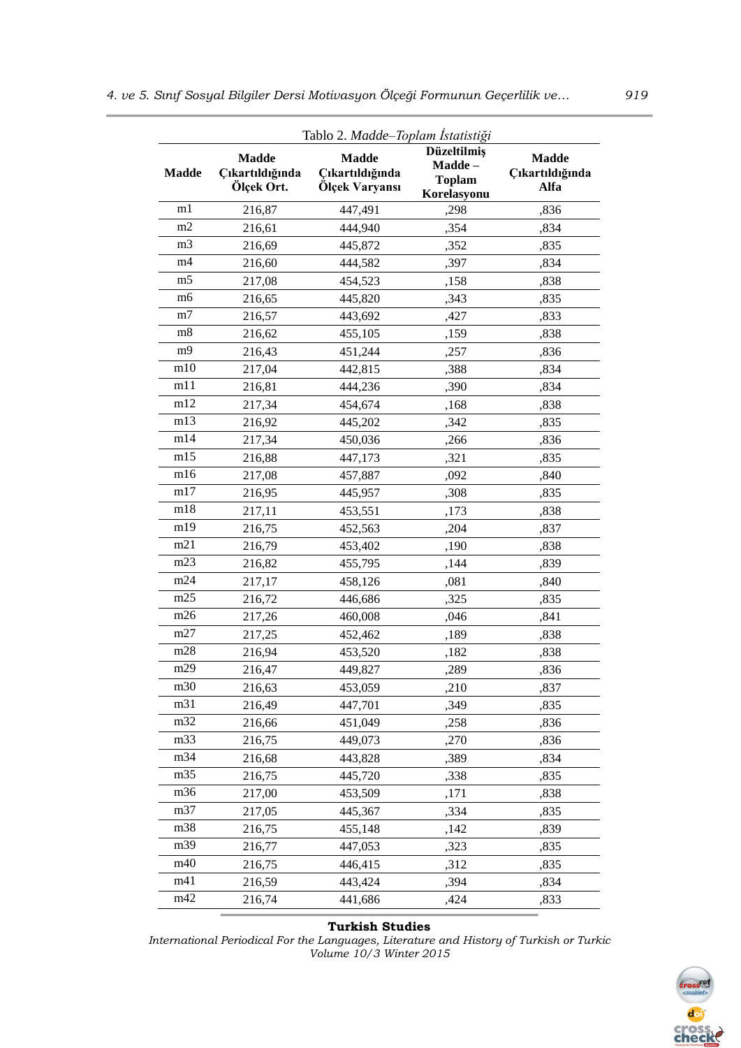Tablo 2. *Madde–Toplam İstatistiği*

| Madde | Madde Çıkartıldığında Ölçek Ort. | Madde Çıkartıldığında Ölçek Varyansı | Düzeltilmiş Madde – Toplam Korelasyonu | Madde Çıkartıldığında Alfa |
|---|---|---|---|---|
| m1 | 216,87 | 447,491 | ,298 | ,836 |
| m2 | 216,61 | 444,940 | ,354 | ,834 |
| m3 | 216,69 | 445,872 | ,352 | ,835 |
| m4 | 216,60 | 444,582 | ,397 | ,834 |
| m5 | 217,08 | 454,523 | ,158 | ,838 |
| m6 | 216,65 | 445,820 | ,343 | ,835 |
| m7 | 216,57 | 443,692 | ,427 | ,833 |
| m8 | 216,62 | 455,105 | ,159 | ,838 |
| m9 | 216,43 | 451,244 | ,257 | ,836 |
| m10 | 217,04 | 442,815 | ,388 | ,834 |
| m11 | 216,81 | 444,236 | ,390 | ,834 |
| m12 | 217,34 | 454,674 | ,168 | ,838 |
| m13 | 216,92 | 445,202 | ,342 | ,835 |
| m14 | 217,34 | 450,036 | ,266 | ,836 |
| m15 | 216,88 | 447,173 | ,321 | ,835 |
| m16 | 217,08 | 457,887 | ,092 | ,840 |
| m17 | 216,95 | 445,957 | ,308 | ,835 |
| m18 | 217,11 | 453,551 | ,173 | ,838 |
| m19 | 216,75 | 452,563 | ,204 | ,837 |
| m21 | 216,79 | 453,402 | ,190 | ,838 |
| m23 | 216,82 | 455,795 | ,144 | ,839 |
| m24 | 217,17 | 458,126 | ,081 | ,840 |
| m25 | 216,72 | 446,686 | ,325 | ,835 |
| m26 | 217,26 | 460,008 | ,046 | ,841 |
| m27 | 217,25 | 452,462 | ,189 | ,838 |
| m28 | 216,94 | 453,520 | ,182 | ,838 |
| m29 | 216,47 | 449,827 | ,289 | ,836 |
| m30 | 216,63 | 453,059 | ,210 | ,837 |
| m31 | 216,49 | 447,701 | ,349 | ,835 |
| m32 | 216,66 | 451,049 | ,258 | ,836 |
| m33 | 216,75 | 449,073 | ,270 | ,836 |
| m34 | 216,68 | 443,828 | ,389 | ,834 |
| m35 | 216,75 | 445,720 | ,338 | ,835 |
| m36 | 217,00 | 453,509 | ,171 | ,838 |
| m37 | 217,05 | 445,367 | ,334 | ,835 |
| m38 | 216,75 | 455,148 | ,142 | ,839 |
| m39 | 216,77 | 447,053 | ,323 | ,835 |
| m40 | 216,75 | 446,415 | ,312 | ,835 |
| m41 | 216,59 | 443,424 | ,394 | ,834 |
| m42 | 216,74 | 441,686 | ,424 | ,833 |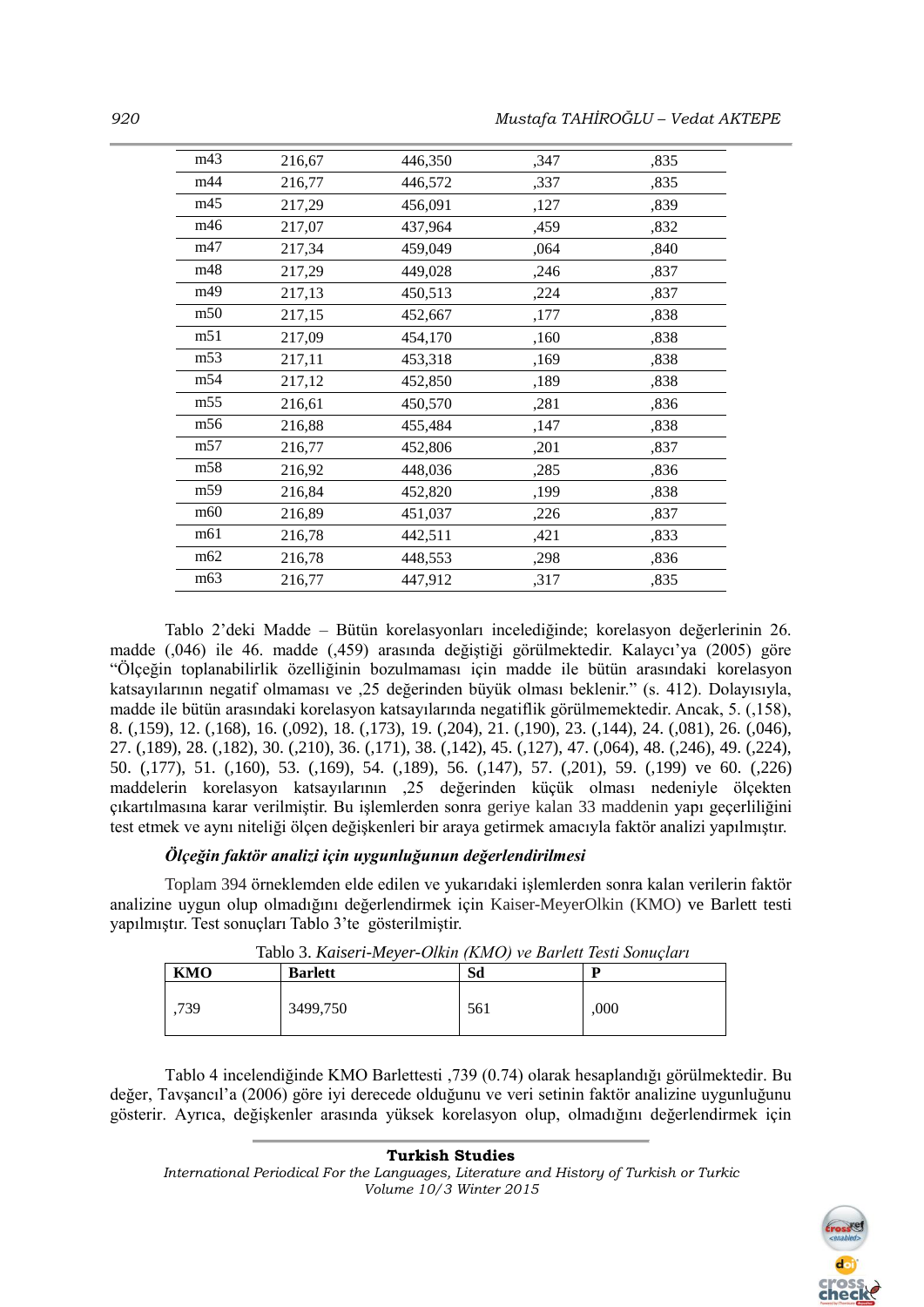| m43 | 216,67 | 446,350 | ,347 | ,835 |
|---|---|---|---|---|
| m44 | 216,77 | 446,572 | ,337 | ,835 |
| m45 | 217,29 | 456,091 | ,127 | ,839 |
| m46 | 217,07 | 437,964 | ,459 | ,832 |
| m47 | 217,34 | 459,049 | ,064 | ,840 |
| m48 | 217,29 | 449,028 | ,246 | ,837 |
| m49 | 217,13 | 450,513 | ,224 | ,837 |
| m50 | 217,15 | 452,667 | ,177 | ,838 |
| m51 | 217,09 | 454,170 | ,160 | ,838 |
| m53 | 217,11 | 453,318 | ,169 | ,838 |
| m54 | 217,12 | 452,850 | ,189 | ,838 |
| m55 | 216,61 | 450,570 | ,281 | ,836 |
| m56 | 216,88 | 455,484 | ,147 | ,838 |
| m57 | 216,77 | 452,806 | ,201 | ,837 |
| m58 | 216,92 | 448,036 | ,285 | ,836 |
| m59 | 216,84 | 452,820 | ,199 | ,838 |
| m60 | 216,89 | 451,037 | ,226 | ,837 |
| m61 | 216,78 | 442,511 | ,421 | ,833 |
| m62 | 216,78 | 448,553 | ,298 | ,836 |
| m63 | 216,77 | 447,912 | ,317 | ,835 |

Tablo 2'deki Madde – Bütün korelasyonları incelediğinde; korelasyon değerlerinin 26. madde (,046) ile 46. madde (,459) arasında değiştiği görülmektedir. Kalaycı'ya (2005) göre "Ölçeğin toplanabilirlik özelliğinin bozulmaması için madde ile bütün arasındaki korelasyon katsayılarının negatif olmaması ve ,25 değerinden büyük olması beklenir." (s. 412). Dolayısıyla, madde ile bütün arasındaki korelasyon katsayılarında negatiflik görülmemektedir. Ancak, 5. (,158), 8. (,159), 12. (,168), 16. (,092), 18. (,173), 19. (,204), 21. (,190), 23. (,144), 24. (,081), 26. (,046), 27. (,189), 28. (,182), 30. (,210), 36. (,171), 38. (,142), 45. (,127), 47. (,064), 48. (,246), 49. (,224), 50. (,177), 51. (,160), 53. (,169), 54. (,189), 56. (,147), 57. (,201), 59. (,199) ve 60. (,226) maddelerin korelasyon katsayılarının ,25 değerinden küçük olması nedeniyle ölçekten çıkartılmasına karar verilmiştir. Bu işlemlerden sonra geriye kalan 33 maddenin yapı geçerliliğini test etmek ve aynı niteliği ölçen değişkenleri bir araya getirmek amacıyla faktör analizi yapılmıştır.

***Ölçeğin faktör analizi için uygunluğunun değerlendirilmesi***

Toplam 394 örneklemden elde edilen ve yukarıdaki işlemlerden sonra kalan verilerin faktör analizine uygun olup olmadığını değerlendirmek için Kaiser-MeyerOlkin (KMO) ve Barlett testi yapılmıştır. Test sonuçları Tablo 3'te gösterilmiştir.

Tablo 3. *Kaiseri-Meyer-Olkin (KMO) ve Barlett Testi Sonuçları*

| KMO | Barlett | Sd | P |
|---|---|---|---|
| ,739 | 3499,750 | 561 | ,000 |

Tablo 4 incelendiğinde KMO Barlettesti ,739 (0.74) olarak hesaplandığı görülmektedir. Bu değer, Tavşancıl'a (2006) göre iyi derecede olduğunu ve veri setinin faktör analizine uygunluğunu gösterir. Ayrıca, değişkenler arasında yüksek korelasyon olup, olmadığını değerlendirmek için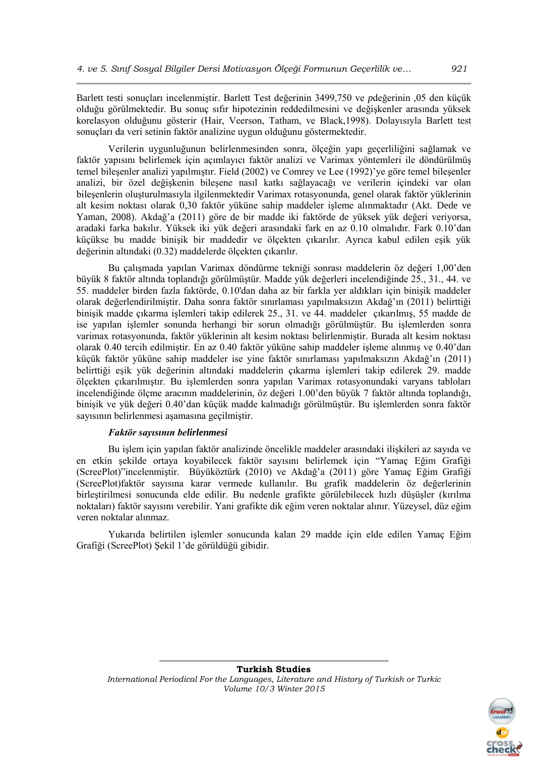Barlett testi sonuçları incelenmiştir. Barlett Test değerinin 3499,750 ve *p*değerinin ,05 den küçük olduğu görülmektedir. Bu sonuç sıfır hipotezinin reddedilmesini ve değişkenler arasında yüksek korelasyon olduğunu gösterir (Hair, Veerson, Tatham, ve Black,1998). Dolayısıyla Barlett test sonuçları da veri setinin faktör analizine uygun olduğunu göstermektedir.

Verilerin uygunluğunun belirlenmesinden sonra, ölçeğin yapı geçerliliğini sağlamak ve faktör yapısını belirlemek için açımlayıcı faktör analizi ve Varimax yöntemleri ile döndürülmüş temel bileşenler analizi yapılmıştır. Field (2002) ve Comrey ve Lee (1992)'ye göre temel bileşenler analizi, bir özel değişkenin bileşene nasıl katkı sağlayacağı ve verilerin içindeki var olan bileşenlerin oluşturulmasıyla ilgilenmektedir Varimax rotasyonunda, genel olarak faktör yüklerinin alt kesim noktası olarak 0,30 faktör yüküne sahip maddeler işleme alınmaktadır (Akt. Dede ve Yaman, 2008). Akdağ'a (2011) göre de bir madde iki faktörde de yüksek yük değeri veriyorsa, aradaki farka bakılır. Yüksek iki yük değeri arasındaki fark en az 0.10 olmalıdır. Fark 0.10'dan küçükse bu madde binişik bir maddedir ve ölçekten çıkarılır. Ayrıca kabul edilen eşik yük değerinin altındaki (0.32) maddelerde ölçekten çıkarılır.

Bu çalışmada yapılan Varimax döndürme tekniği sonrası maddelerin öz değeri 1,00'den büyük 8 faktör altında toplandığı görülmüştür. Madde yük değerleri incelendiğinde 25., 31., 44. ve 55. maddeler birden fazla faktörde, 0.10'dan daha az bir farkla yer aldıkları için binişik maddeler olarak değerlendirilmiştir. Daha sonra faktör sınırlaması yapılmaksızın Akdağ'ın (2011) belirttiği binişik madde çıkarma işlemleri takip edilerek 25., 31. ve 44. maddeler çıkarılmış, 55 madde de ise yapılan işlemler sonunda herhangi bir sorun olmadığı görülmüştür. Bu işlemlerden sonra varimax rotasyonunda, faktör yüklerinin alt kesim noktası belirlenmiştir. Burada alt kesim noktası olarak 0.40 tercih edilmiştir. En az 0.40 faktör yüküne sahip maddeler işleme alınmış ve 0.40'dan küçük faktör yüküne sahip maddeler ise yine faktör sınırlaması yapılmaksızın Akdağ'ın (2011) belirttiği eşik yük değerinin altındaki maddelerin çıkarma işlemleri takip edilerek 29. madde ölçekten çıkarılmıştır. Bu işlemlerden sonra yapılan Varimax rotasyonundaki varyans tabloları incelendiğinde ölçme aracının maddelerinin, öz değeri 1.00'den büyük 7 faktör altında toplandığı, binişik ve yük değeri 0.40'dan küçük madde kalmadığı görülmüştür. Bu işlemlerden sonra faktör sayısının belirlenmesi aşamasına geçilmiştir.

***Faktör sayısının belirlenmesi***

Bu işlem için yapılan faktör analizinde öncelikle maddeler arasındaki ilişkileri az sayıda ve en etkin şekilde ortaya koyabilecek faktör sayısını belirlemek için "Yamaç Eğim Grafiği (ScreePlot)"incelenmiştir. Büyüköztürk (2010) ve Akdağ'a (2011) göre Yamaç Eğim Grafiği (ScreePlot)faktör sayısına karar vermede kullanılır. Bu grafik maddelerin öz değerlerinin birleştirilmesi sonucunda elde edilir. Bu nedenle grafikte görülebilecek hızlı düşüşler (kırılma noktaları) faktör sayısını verebilir. Yani grafikte dik eğim veren noktalar alınır. Yüzeysel, düz eğim veren noktalar alınmaz.

Yukarıda belirtilen işlemler sonucunda kalan 29 madde için elde edilen Yamaç Eğim Grafiği (ScreePlot) Şekil 1'de görüldüğü gibidir.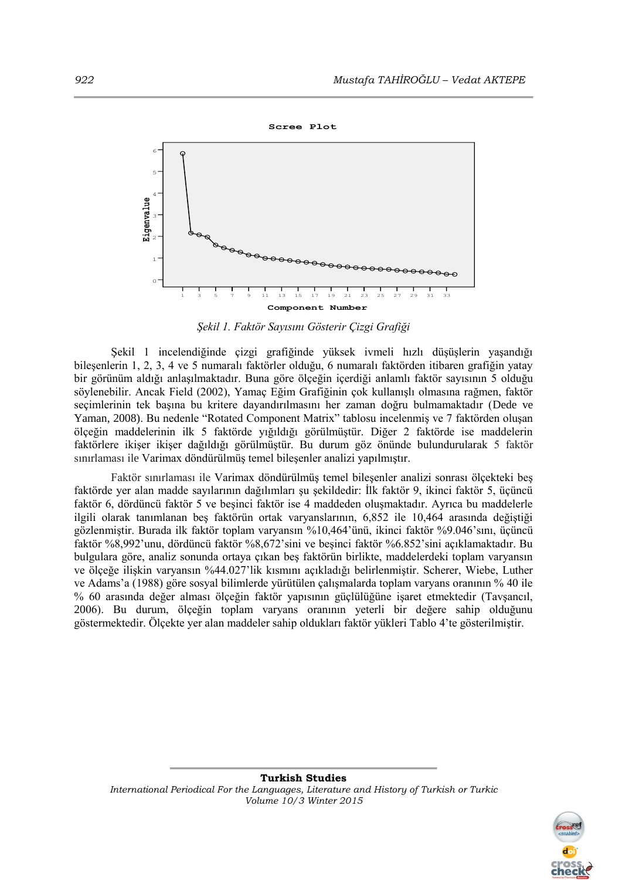Şekil 1. Faktör Sayısını Gösterir Çizgi Grafiği

Şekil 1 incelendiğinde çizgi grafiğinde yüksek ivmeli hızlı düşüşlerin yaşandığı bileşenlerin 1, 2, 3, 4 ve 5 numaralı faktörler olduğu, 6 numaralı faktörden itibaren grafiğin yatay bir görünüm aldığı anlaşılmaktadır. Buna göre ölçeğin içerdiği anlamlı faktör sayısının 5 olduğu söylenebilir. Ancak Field (2002), Yamaç Eğim Grafiğinin çok kullanışlı olmasına rağmen, faktör seçimlerinin tek başına bu kritere dayandırılmasını her zaman doğru bulmamaktadır (Dede ve Yaman, 2008). Bu nedenle "Rotated Component Matrix" tablosu incelenmiş ve 7 faktörden oluşan ölçeğin maddelerinin ilk 5 faktörde yığıldığı görülmüştür. Diğer 2 faktörde ise maddelerin faktörlere ikişer ikişer dağıldığı görülmüştür. Bu durum göz önünde bulundurularak 5 faktör sınırlaması ile Varimax döndürülmüş temel bileşenler analizi yapılmıştır.

Faktör sınırlaması ile Varimax döndürülmüş temel bileşenler analizi sonrası ölçekteki beş faktörde yer alan madde sayılarının dağılımları şu şekildedir: İlk faktör 9, ikinci faktör 5, üçüncü faktör 6, dördüncü faktör 5 ve beşinci faktör ise 4 maddeden oluşmaktadır. Ayrıca bu maddelerle ilgili olarak tanımlanan beş faktörün ortak varyanslarının, 6,852 ile 10,464 arasında değiştiği gözlenmiştir. Burada ilk faktör toplam varyansın %10,464'ünü, ikinci faktör %9.046'sını, üçüncü faktör %8,992'unu, dördüncü faktör %8,672'sini ve beşinci faktör %6.852'sini açıklamaktadır. Bu bulgulara göre, analiz sonunda ortaya çıkan beş faktörün birlikte, maddelerdeki toplam varyansın ve ölçeğe ilişkin varyansın %44.027'lik kısmını açıkladığı belirlenmiştir. Scherer, Wiebe, Luther ve Adams'a (1988) göre sosyal bilimlerde yürütülen çalışmalarda toplam varyans oranının % 40 ile % 60 arasında değer alması ölçeğin faktör yapısının güçlülüğüne işaret etmektedir (Tavşancıl, 2006). Bu durum, ölçeğin toplam varyans oranının yeterli bir değere sahip olduğunu göstermektedir. Ölçekte yer alan maddeler sahip oldukları faktör yükleri Tablo 4'te gösterilmiştir.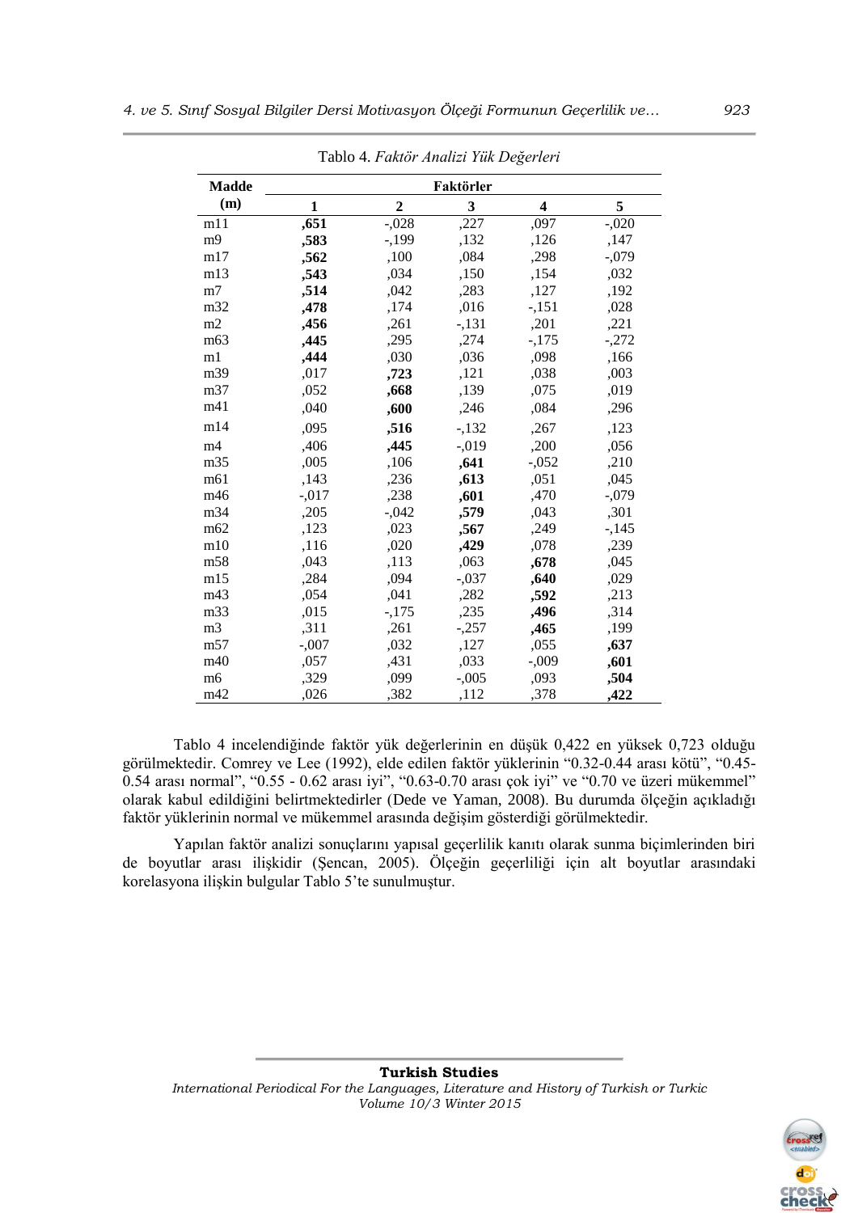Tablo 4. *Faktör Analizi Yük Değerleri*

| Madde (m) | Faktörler | | | | |
|---|---|---|---|---|---|
| | 1 | 2 | 3 | 4 | 5 |
| m11 | **,651** | -,028 | ,227 | ,097 | -,020 |
| m9 | **,583** | -,199 | ,132 | ,126 | ,147 |
| m17 | **,562** | ,100 | ,084 | ,298 | -,079 |
| m13 | **,543** | ,034 | ,150 | ,154 | ,032 |
| m7 | **,514** | ,042 | ,283 | ,127 | ,192 |
| m32 | **,478** | ,174 | ,016 | -,151 | ,028 |
| m2 | **,456** | ,261 | -,131 | ,201 | ,221 |
| m63 | **,445** | ,295 | ,274 | -,175 | -,272 |
| m1 | **,444** | ,030 | ,036 | ,098 | ,166 |
| m39 | ,017 | **,723** | ,121 | ,038 | ,003 |
| m37 | ,052 | **,668** | ,139 | ,075 | ,019 |
| m41 | ,040 | **,600** | ,246 | ,084 | ,296 |
| m14 | ,095 | **,516** | -,132 | ,267 | ,123 |
| m4 | ,406 | **,445** | -,019 | ,200 | ,056 |
| m35 | ,005 | ,106 | **,641** | -,052 | ,210 |
| m61 | ,143 | ,236 | **,613** | ,051 | ,045 |
| m46 | -,017 | ,238 | **,601** | ,470 | -,079 |
| m34 | ,205 | -,042 | **,579** | ,043 | ,301 |
| m62 | ,123 | ,023 | **,567** | ,249 | -,145 |
| m10 | ,116 | ,020 | **,429** | ,078 | ,239 |
| m58 | ,043 | ,113 | ,063 | **,678** | ,045 |
| m15 | ,284 | ,094 | -,037 | **,640** | ,029 |
| m43 | ,054 | ,041 | ,282 | **,592** | ,213 |
| m33 | ,015 | -,175 | ,235 | **,496** | ,314 |
| m3 | ,311 | ,261 | -,257 | **,465** | ,199 |
| m57 | -,007 | ,032 | ,127 | ,055 | **,637** |
| m40 | ,057 | ,431 | ,033 | -,009 | **,601** |
| m6 | ,329 | ,099 | -,005 | ,093 | **,504** |
| m42 | ,026 | ,382 | ,112 | ,378 | **,422** |

Tablo 4 incelendiğinde faktör yük değerlerinin en düşük 0,422 en yüksek 0,723 olduğu görülmektedir. Comrey ve Lee (1992), elde edilen faktör yüklerinin "0.32-0.44 arası kötü", "0.45-0.54 arası normal", "0.55 - 0.62 arası iyi", "0.63-0.70 arası çok iyi" ve "0.70 ve üzeri mükemmel" olarak kabul edildiğini belirtmektedirler (Dede ve Yaman, 2008). Bu durumda ölçeğin açıkladığı faktör yüklerinin normal ve mükemmel arasında değişim gösterdiği görülmektedir.

Yapılan faktör analizi sonuçlarını yapısal geçerlilik kanıtı olarak sunma biçimlerinden biri de boyutlar arası ilişkidir (Şencan, 2005). Ölçeğin geçerliliği için alt boyutlar arasındaki korelasyona ilişkin bulgular Tablo 5'te sunulmuştur.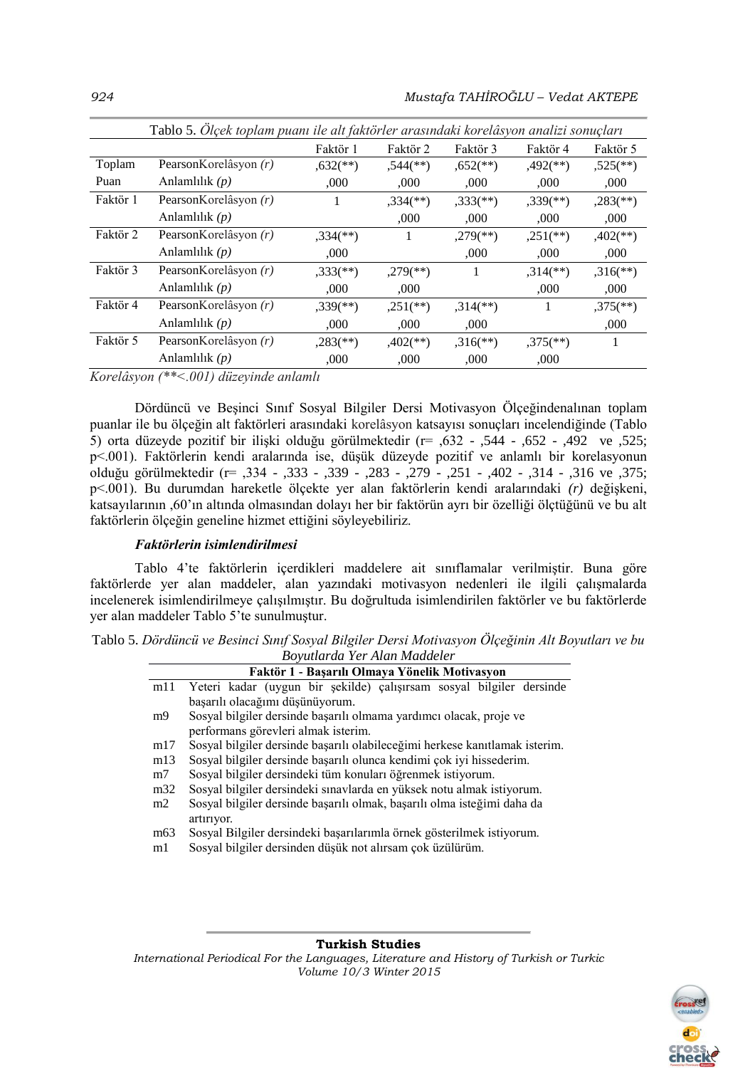Tablo 5. *Ölçek toplam puanı ile alt faktörler arasındaki korelâsyon analizi sonuçları*

| | | Faktör 1 | Faktör 2 | Faktör 3 | Faktör 4 | Faktör 5 |
|---|---|---|---|---|---|---|
| Toplam | PearsonKorelâsyon *(r)* | ,632(**) | ,544(**) | ,652(**) | ,492(**) | ,525(**) |
| Puan | Anlamlılık *(p)* | ,000 | ,000 | ,000 | ,000 | ,000 |
| Faktör 1 | PearsonKorelâsyon *(r)* | 1 | ,334(**) | ,333(**) | ,339(**) | ,283(**) |
| | Anlamlılık *(p)* | | ,000 | ,000 | ,000 | ,000 |
| Faktör 2 | PearsonKorelâsyon *(r)* | ,334(**) | 1 | ,279(**) | ,251(**) | ,402(**) |
| | Anlamlılık *(p)* | ,000 | | ,000 | ,000 | ,000 |
| Faktör 3 | PearsonKorelâsyon *(r)* | ,333(**) | ,279(**) | 1 | ,314(**) | ,316(**) |
| | Anlamlılık *(p)* | ,000 | ,000 | | ,000 | ,000 |
| Faktör 4 | PearsonKorelâsyon *(r)* | ,339(**) | ,251(**) | ,314(**) | 1 | ,375(**) |
| | Anlamlılık *(p)* | ,000 | ,000 | ,000 | | ,000 |
| Faktör 5 | PearsonKorelâsyon *(r)* | ,283(**) | ,402(**) | ,316(**) | ,375(**) | 1 |
| | Anlamlılık *(p)* | ,000 | ,000 | ,000 | ,000 | |

*Korelâsyon (**<.001) düzeyinde anlamlı*

Dördüncü ve Beşinci Sınıf Sosyal Bilgiler Dersi Motivasyon Ölçeğindenalınan toplam puanlar ile bu ölçeğin alt faktörleri arasındaki korelâsyon katsayısı sonuçları incelendiğinde (Tablo 5) orta düzeyde pozitif bir ilişki olduğu görülmektedir (r= ,632 - ,544 - ,652 - ,492 ve ,525; p<.001). Faktörlerin kendi aralarında ise, düşük düzeyde pozitif ve anlamlı bir korelasyonun olduğu görülmektedir (r= ,334 - ,333 - ,339 - ,283 - ,279 - ,251 - ,402 - ,314 - ,316 ve ,375; p<.001). Bu durumdan hareketle ölçekte yer alan faktörlerin kendi aralarındaki *(r)* değişkeni, katsayılarının ,60'ın altında olmasından dolayı her bir faktörün ayrı bir özelliği ölçtüğünü ve bu alt faktörlerin ölçeğin geneline hizmet ettiğini söyleyebiliriz.

***Faktörlerin isimlendirilmesi***

Tablo 4'te faktörlerin içerdikleri maddelere ait sınıflamalar verilmiştir. Buna göre faktörlerde yer alan maddeler, alan yazındaki motivasyon nedenleri ile ilgili çalışmalarda incelenerek isimlendirilmeye çalışılmıştır. Bu doğrultuda isimlendirilen faktörler ve bu faktörlerde yer alan maddeler Tablo 5'te sunulmuştur.

Tablo 5. *Dördüncü ve Besinci Sınıf Sosyal Bilgiler Dersi Motivasyon Ölçeğinin Alt Boyutları ve bu Boyutlarda Yer Alan Maddeler*

| **Faktör 1 - Başarılı Olmaya Yönelik Motivasyon** | |
|---|---|
| m11 | Yeteri kadar (uygun bir şekilde) çalışırsam sosyal bilgiler dersinde başarılı olacağımı düşünüyorum. |
| m9 | Sosyal bilgiler dersinde başarılı olmama yardımcı olacak, proje ve performans görevleri almak isterim. |
| m17 | Sosyal bilgiler dersinde başarılı olabileceğimi herkese kanıtlamak isterim. |
| m13 | Sosyal bilgiler dersinde başarılı olunca kendimi çok iyi hissederim. |
| m7 | Sosyal bilgiler dersindeki tüm konuları öğrenmek istiyorum. |
| m32 | Sosyal bilgiler dersindeki sınavlarda en yüksek notu almak istiyorum. |
| m2 | Sosyal bilgiler dersinde başarılı olmak, başarılı olma isteğimi daha da artırıyor. |
| m63 | Sosyal Bilgiler dersindeki başarılarımla örnek gösterilmek istiyorum. |
| m1 | Sosyal bilgiler dersinden düşük not alırsam çok üzülürüm. |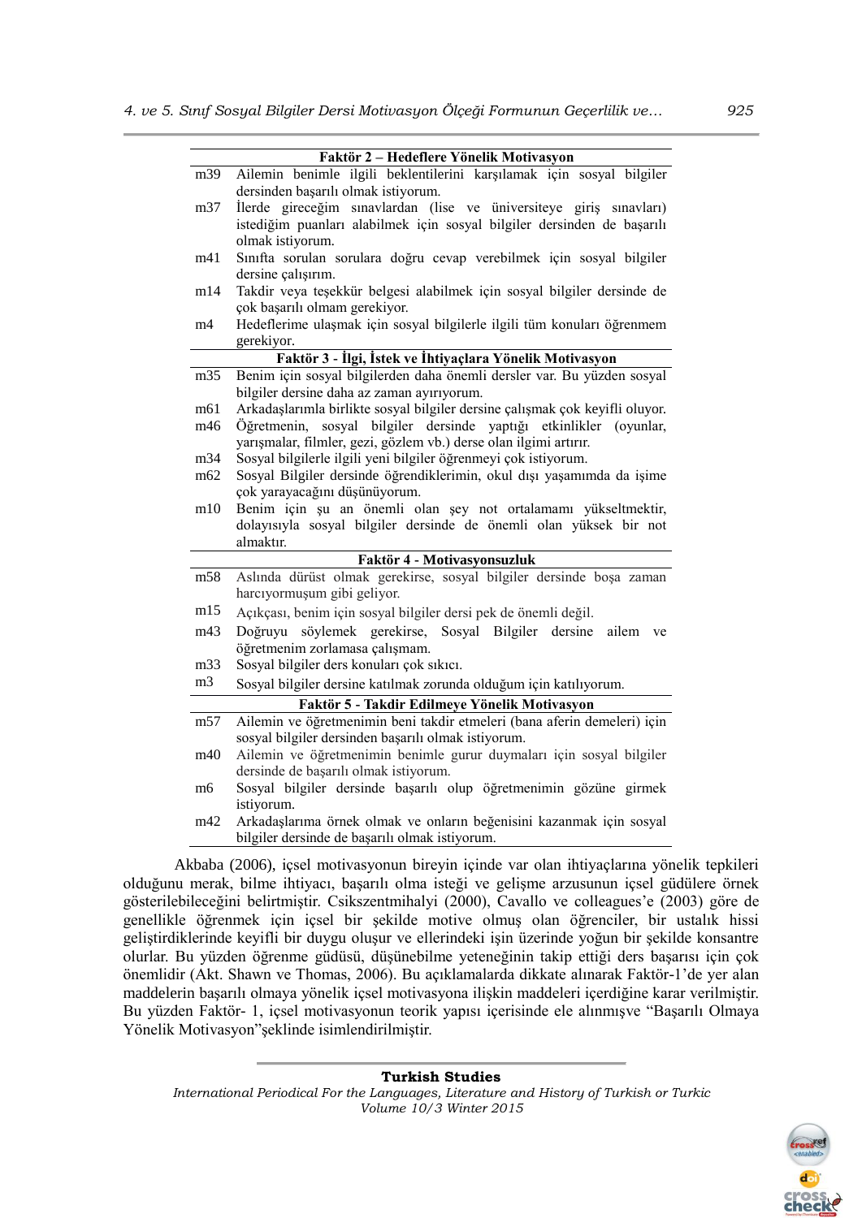| | Faktör 2 – Hedeflere Yönelik Motivasyon |
|---|---|
| m39 | Ailemin benimle ilgili beklentilerini karşılamak için sosyal bilgiler dersinden başarılı olmak istiyorum. |
| m37 | İlerde gireceğim sınavlardan (lise ve üniversiteye giriş sınavları) istediğim puanları alabilmek için sosyal bilgiler dersinden de başarılı olmak istiyorum. |
| m41 | Sınıfta sorulan sorulara doğru cevap verebilmek için sosyal bilgiler dersine çalışırım. |
| m14 | Takdir veya teşekkür belgesi alabilmek için sosyal bilgiler dersinde de çok başarılı olmam gerekiyor. |
| m4 | Hedeflerime ulaşmak için sosyal bilgilerle ilgili tüm konuları öğrenmem gerekiyor. |
| | **Faktör 3 - İlgi, İstek ve İhtiyaçlara Yönelik Motivasyon** |
| m35 | Benim için sosyal bilgilerden daha önemli dersler var. Bu yüzden sosyal bilgiler dersine daha az zaman ayırıyorum. |
| m61 | Arkadaşlarımla birlikte sosyal bilgiler dersine çalışmak çok keyifli oluyor. |
| m46 | Öğretmenin, sosyal bilgiler dersinde yaptığı etkinlikler (oyunlar, yarışmalar, filmler, gezi, gözlem vb.) derse olan ilgimi artırır. |
| m34 | Sosyal bilgilerle ilgili yeni bilgiler öğrenmeyi çok istiyorum. |
| m62 | Sosyal Bilgiler dersinde öğrendiklerimin, okul dışı yaşamımda da işime çok yarayacağını düşünüyorum. |
| m10 | Benim için şu an önemli olan şey not ortalamamı yükseltmektir, dolayısıyla sosyal bilgiler dersinde de önemli olan yüksek bir not almaktır. |
| | **Faktör 4 - Motivasyonsuzluk** |
| m58 | Aslında dürüst olmak gerekirse, sosyal bilgiler dersinde boşa zaman harcıyormuşum gibi geliyor. |
| m15 | Açıkçası, benim için sosyal bilgiler dersi pek de önemli değil. |
| m43 | Doğruyu söylemek gerekirse, Sosyal Bilgiler dersine ailem ve öğretmenim zorlamasa çalışmam. |
| m33 | Sosyal bilgiler ders konuları çok sıkıcı. |
| m3 | Sosyal bilgiler dersine katılmak zorunda olduğum için katılıyorum. |
| | **Faktör 5 - Takdir Edilmeye Yönelik Motivasyon** |
| m57 | Ailemin ve öğretmenimin beni takdir etmeleri (bana aferin demeleri) için sosyal bilgiler dersinden başarılı olmak istiyorum. |
| m40 | Ailemin ve öğretmenimin benimle gurur duymaları için sosyal bilgiler dersinde de başarılı olmak istiyorum. |
| m6 | Sosyal bilgiler dersinde başarılı olup öğretmenimin gözüne girmek istiyorum. |
| m42 | Arkadaşlarıma örnek olmak ve onların beğenisini kazanmak için sosyal bilgiler dersinde de başarılı olmak istiyorum. |

Akbaba (2006), içsel motivasyonun bireyin içinde var olan ihtiyaçlarına yönelik tepkileri olduğunu merak, bilme ihtiyacı, başarılı olma isteği ve gelişme arzusunun içsel güdülere örnek gösterilebileceğini belirtmiştir. Csikszentmihalyi (2000), Cavallo ve colleagues'e (2003) göre de genellikle öğrenmek için içsel bir şekilde motive olmuş olan öğrenciler, bir ustalık hissi geliştirdiklerinde keyifli bir duygu oluşur ve ellerindeki işin üzerinde yoğun bir şekilde konsantre olurlar. Bu yüzden öğrenme güdüsü, düşünebilme yeteneğinin takip ettiği ders başarısı için çok önemlidir (Akt. Shawn ve Thomas, 2006). Bu açıklamalarda dikkate alınarak Faktör-1'de yer alan maddelerin başarılı olmaya yönelik içsel motivasyona ilişkin maddeleri içerdiğine karar verilmiştir. Bu yüzden Faktör- 1, içsel motivasyonun teorik yapısı içerisinde ele alınmışve "Başarılı Olmaya Yönelik Motivasyon"şeklinde isimlendirilmiştir.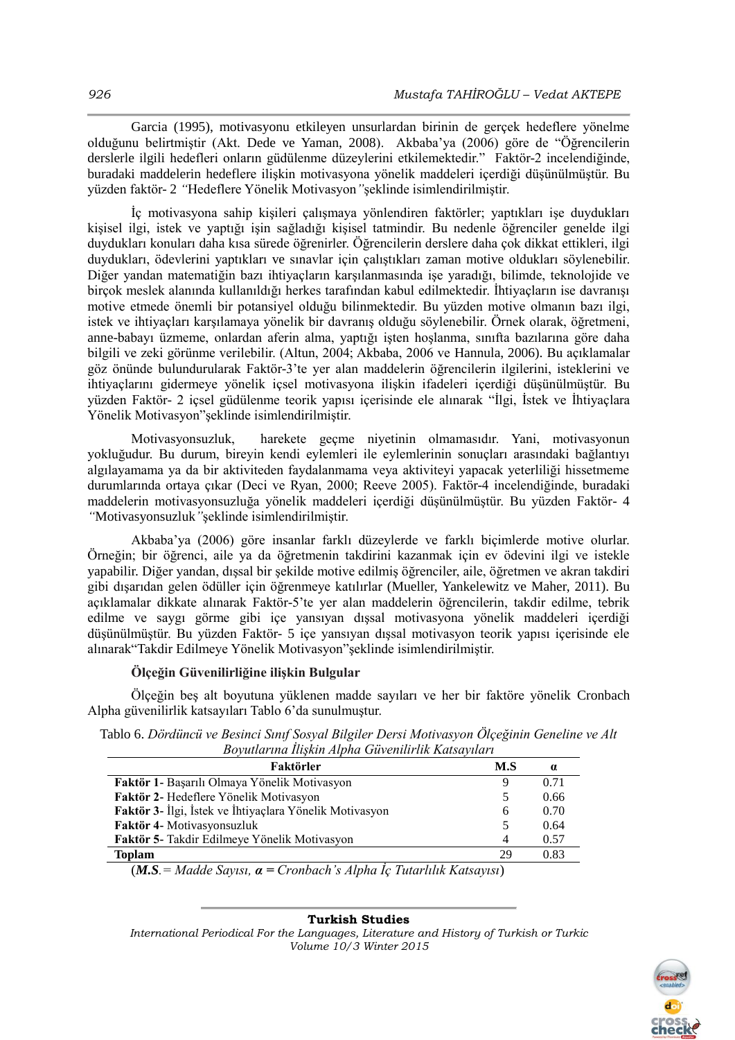Garcia (1995), motivasyonu etkileyen unsurlardan birinin de gerçek hedeflere yönelme olduğunu belirtmiştir (Akt. Dede ve Yaman, 2008). Akbaba'ya (2006) göre de "Öğrencilerin derslerle ilgili hedefleri onların güdülenme düzeylerini etkilemektedir." Faktör-2 incelendiğinde, buradaki maddelerin hedeflere ilişkin motivasyona yönelik maddeleri içerdiği düşünülmüştür. Bu yüzden faktör- 2 *"*Hedeflere Yönelik Motivasyon*"*şeklinde isimlendirilmiştir.

İç motivasyona sahip kişileri çalışmaya yönlendiren faktörler; yaptıkları işe duydukları kişisel ilgi, istek ve yaptığı işin sağladığı kişisel tatmindir. Bu nedenle öğrenciler genelde ilgi duydukları konuları daha kısa sürede öğrenirler. Öğrencilerin derslere daha çok dikkat ettikleri, ilgi duydukları, ödevlerini yaptıkları ve sınavlar için çalıştıkları zaman motive oldukları söylenebilir. Diğer yandan matematiğin bazı ihtiyaçların karşılanmasında işe yaradığı, bilimde, teknolojide ve birçok meslek alanında kullanıldığı herkes tarafından kabul edilmektedir. İhtiyaçların ise davranışı motive etmede önemli bir potansiyel olduğu bilinmektedir. Bu yüzden motive olmanın bazı ilgi, istek ve ihtiyaçları karşılamaya yönelik bir davranış olduğu söylenebilir. Örnek olarak, öğretmeni, anne-babayı üzmeme, onlardan aferin alma, yaptığı işten hoşlanma, sınıfta bazılarına göre daha bilgili ve zeki görünme verilebilir. (Altun, 2004; Akbaba, 2006 ve Hannula, 2006). Bu açıklamalar göz önünde bulundurularak Faktör-3'te yer alan maddelerin öğrencilerin ilgilerini, isteklerini ve ihtiyaçlarını gidermeye yönelik içsel motivasyona ilişkin ifadeleri içerdiği düşünülmüştür. Bu yüzden Faktör- 2 içsel güdülenme teorik yapısı içerisinde ele alınarak "İlgi, İstek ve İhtiyaçlara Yönelik Motivasyon"şeklinde isimlendirilmiştir.

Motivasyonsuzluk, harekete geçme niyetinin olmamasıdır. Yani, motivasyonun yokluğudur. Bu durum, bireyin kendi eylemleri ile eylemlerinin sonuçları arasındaki bağlantıyı algılayamama ya da bir aktiviteden faydalanmama veya aktiviteyi yapacak yeterliliği hissetmeme durumlarında ortaya çıkar (Deci ve Ryan, 2000; Reeve 2005). Faktör-4 incelendiğinde, buradaki maddelerin motivasyonsuzluğa yönelik maddeleri içerdiği düşünülmüştür. Bu yüzden Faktör- 4 *"*Motivasyonsuzluk*"*şeklinde isimlendirilmiştir.

Akbaba'ya (2006) göre insanlar farklı düzeylerde ve farklı biçimlerde motive olurlar. Örneğin; bir öğrenci, aile ya da öğretmenin takdirini kazanmak için ev ödevini ilgi ve istekle yapabilir. Diğer yandan, dışsal bir şekilde motive edilmiş öğrenciler, aile, öğretmen ve akran takdiri gibi dışarıdan gelen ödüller için öğrenmeye katılırlar (Mueller, Yankelewitz ve Maher, 2011). Bu açıklamalar dikkate alınarak Faktör-5'te yer alan maddelerin öğrencilerin, takdir edilme, tebrik edilme ve saygı görme gibi içe yansıyan dışsal motivasyona yönelik maddeleri içerdiği düşünülmüştür. Bu yüzden Faktör- 5 içe yansıyan dışsal motivasyon teorik yapısı içerisinde ele alınarak"Takdir Edilmeye Yönelik Motivasyon"şeklinde isimlendirilmiştir.

### Ölçeğin Güvenilirliğine ilişkin Bulgular

Ölçeğin beş alt boyutuna yüklenen madde sayıları ve her bir faktöre yönelik Cronbach Alpha güvenilirlik katsayıları Tablo 6'da sunulmuştur.

Tablo 6. *Dördüncü ve Besinci Sınıf Sosyal Bilgiler Dersi Motivasyon Ölçeğinin Geneline ve Alt Boyutlarına İlişkin Alpha Güvenilirlik Katsayıları*

| Faktörler | M.S | α |
|---|---|---|
| **Faktör 1**- Başarılı Olmaya Yönelik Motivasyon | 9 | 0.71 |
| **Faktör 2**- Hedeflere Yönelik Motivasyon | 5 | 0.66 |
| **Faktör 3**- İlgi, İstek ve İhtiyaçlara Yönelik Motivasyon | 6 | 0.70 |
| **Faktör 4**- Motivasyonsuzluk | 5 | 0.64 |
| **Faktör 5**- Takdir Edilmeye Yönelik Motivasyon | 4 | 0.57 |
| **Toplam** | 29 | 0.83 |

(***M.S****.* = *Madde Sayısı,* ***α =*** *Cronbach's Alpha İç Tutarlılık Katsayısı*)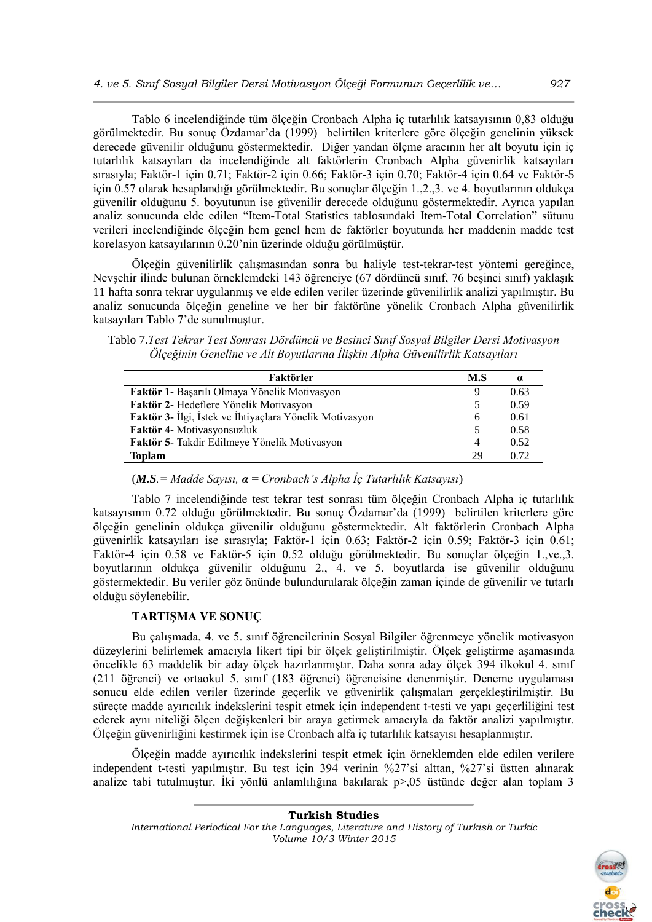Tablo 6 incelendiğinde tüm ölçeğin Cronbach Alpha iç tutarlılık katsayısının 0,83 olduğu görülmektedir. Bu sonuç Özdamar'da (1999) belirtilen kriterlere göre ölçeğin genelinin yüksek derecede güvenilir olduğunu göstermektedir. Diğer yandan ölçme aracının her alt boyutu için iç tutarlılık katsayıları da incelendiğinde alt faktörlerin Cronbach Alpha güvenirlik katsayıları sırasıyla; Faktör-1 için 0.71; Faktör-2 için 0.66; Faktör-3 için 0.70; Faktör-4 için 0.64 ve Faktör-5 için 0.57 olarak hesaplandığı görülmektedir. Bu sonuçlar ölçeğin 1.,2.,3. ve 4. boyutlarının oldukça güvenilir olduğunu 5. boyutunun ise güvenilir derecede olduğunu göstermektedir. Ayrıca yapılan analiz sonucunda elde edilen "Item-Total Statistics tablosundaki Item-Total Correlation" sütunu verileri incelendiğinde ölçeğin hem genel hem de faktörler boyutunda her maddenin madde test korelasyon katsayılarının 0.20'nin üzerinde olduğu görülmüştür.

Ölçeğin güvenilirlik çalışmasından sonra bu haliyle test-tekrar-test yöntemi gereğince, Nevşehir ilinde bulunan örneklemdeki 143 öğrenciye (67 dördüncü sınıf, 76 beşinci sınıf) yaklaşık 11 hafta sonra tekrar uygulanmış ve elde edilen veriler üzerinde güvenilirlik analizi yapılmıştır. Bu analiz sonucunda ölçeğin geneline ve her bir faktörüne yönelik Cronbach Alpha güvenilirlik katsayıları Tablo 7'de sunulmuştur.

Tablo 7.*Test Tekrar Test Sonrası Dördüncü ve Besinci Sınıf Sosyal Bilgiler Dersi Motivasyon Ölçeğinin Geneline ve Alt Boyutlarına İlişkin Alpha Güvenilirlik Katsayıları*

| Faktörler | M.S | α |
|---|---|---|
| **Faktör 1**- Başarılı Olmaya Yönelik Motivasyon | 9 | 0.63 |
| **Faktör 2**- Hedeflere Yönelik Motivasyon | 5 | 0.59 |
| **Faktör 3**- İlgi, İstek ve İhtiyaçlara Yönelik Motivasyon | 6 | 0.61 |
| **Faktör 4**- Motivasyonsuzluk | 5 | 0.58 |
| **Faktör 5**- Takdir Edilmeye Yönelik Motivasyon | 4 | 0.52 |
| **Toplam** | 29 | 0.72 |

(***M.S***. = *Madde Sayısı,* ***α*** = *Cronbach's Alpha İç Tutarlılık Katsayısı*)

Tablo 7 incelendiğinde test tekrar test sonrası tüm ölçeğin Cronbach Alpha iç tutarlılık katsayısının 0.72 olduğu görülmektedir. Bu sonuç Özdamar'da (1999) belirtilen kriterlere göre ölçeğin genelinin oldukça güvenilir olduğunu göstermektedir. Alt faktörlerin Cronbach Alpha güvenirlik katsayıları ise sırasıyla; Faktör-1 için 0.63; Faktör-2 için 0.59; Faktör-3 için 0.61; Faktör-4 için 0.58 ve Faktör-5 için 0.52 olduğu görülmektedir. Bu sonuçlar ölçeğin 1.,ve.,3. boyutlarının oldukça güvenilir olduğunu 2., 4. ve 5. boyutlarda ise güvenilir olduğunu göstermektedir. Bu veriler göz önünde bulundurularak ölçeğin zaman içinde de güvenilir ve tutarlı olduğu söylenebilir.

## TARTIŞMA VE SONUÇ

Bu çalışmada, 4. ve 5. sınıf öğrencilerinin Sosyal Bilgiler öğrenmeye yönelik motivasyon düzeylerini belirlemek amacıyla likert tipi bir ölçek geliştirilmiştir. Ölçek geliştirme aşamasında öncelikle 63 maddelik bir aday ölçek hazırlanmıştır. Daha sonra aday ölçek 394 ilkokul 4. sınıf (211 öğrenci) ve ortaokul 5. sınıf (183 öğrenci) öğrencisine denenmiştir. Deneme uygulaması sonucu elde edilen veriler üzerinde geçerlik ve güvenirlik çalışmaları gerçekleştirilmiştir. Bu süreçte madde ayırıcılık indekslerini tespit etmek için independent t-testi ve yapı geçerliliğini test ederek aynı niteliği ölçen değişkenleri bir araya getirmek amacıyla da faktör analizi yapılmıştır. Ölçeğin güvenirliğini kestirmek için ise Cronbach alfa iç tutarlılık katsayısı hesaplanmıştır.

Ölçeğin madde ayırıcılık indekslerini tespit etmek için örneklemden elde edilen verilere independent t-testi yapılmıştır. Bu test için 394 verinin %27'si alttan, %27'si üstten alınarak analize tabi tutulmuştur. İki yönlü anlamlılığına bakılarak p>,05 üstünde değer alan toplam 3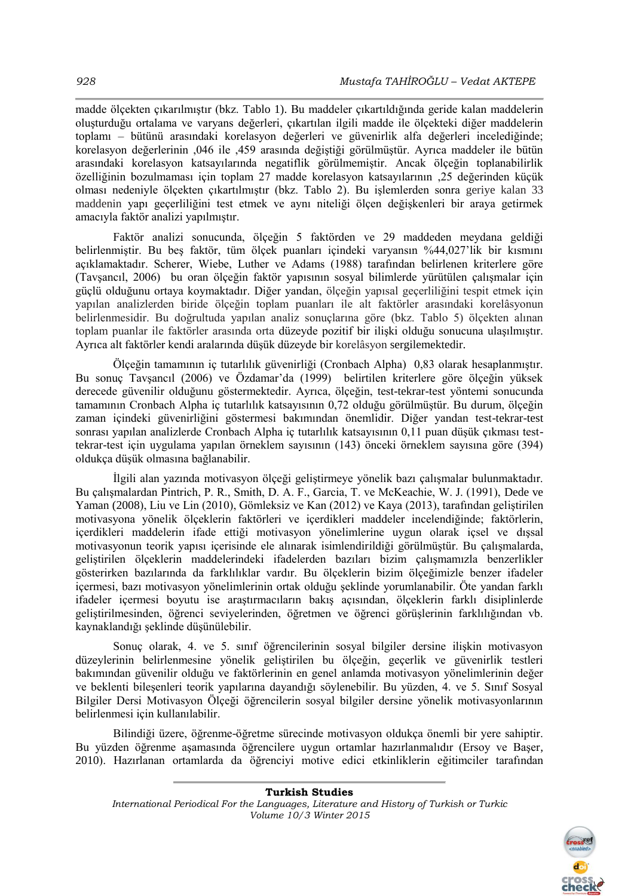madde ölçekten çıkarılmıştır (bkz. Tablo 1). Bu maddeler çıkartıldığında geride kalan maddelerin oluşturduğu ortalama ve varyans değerleri, çıkartılan ilgili madde ile ölçekteki diğer maddelerin toplamı – bütünü arasındaki korelasyon değerleri ve güvenirlik alfa değerleri incelediğinde; korelasyon değerlerinin ,046 ile ,459 arasında değiştiği görülmüştür. Ayrıca maddeler ile bütün arasındaki korelasyon katsayılarında negatiflik görülmemiştir. Ancak ölçeğin toplanabilirlik özelliğinin bozulmaması için toplam 27 madde korelasyon katsayılarının ,25 değerinden küçük olması nedeniyle ölçekten çıkartılmıştır (bkz. Tablo 2). Bu işlemlerden sonra geriye kalan 33 maddenin yapı geçerliliğini test etmek ve aynı niteliği ölçen değişkenleri bir araya getirmek amacıyla faktör analizi yapılmıştır.

Faktör analizi sonucunda, ölçeğin 5 faktörden ve 29 maddeden meydana geldiği belirlenmiştir. Bu beş faktör, tüm ölçek puanları içindeki varyansın %44,027'lik bir kısmını açıklamaktadır. Scherer, Wiebe, Luther ve Adams (1988) tarafından belirlenen kriterlere göre (Tavşancıl, 2006) bu oran ölçeğin faktör yapısının sosyal bilimlerde yürütülen çalışmalar için güçlü olduğunu ortaya koymaktadır. Diğer yandan, ölçeğin yapısal geçerliliğini tespit etmek için yapılan analizlerden biride ölçeğin toplam puanları ile alt faktörler arasındaki korelâsyonun belirlenmesidir. Bu doğrultuda yapılan analiz sonuçlarına göre (bkz. Tablo 5) ölçekten alınan toplam puanlar ile faktörler arasında orta düzeyde pozitif bir ilişki olduğu sonucuna ulaşılmıştır. Ayrıca alt faktörler kendi aralarında düşük düzeyde bir korelâsyon sergilemektedir.

Ölçeğin tamamının iç tutarlılık güvenirliği (Cronbach Alpha) 0,83 olarak hesaplanmıştır. Bu sonuç Tavşancıl (2006) ve Özdamar'da (1999) belirtilen kriterlere göre ölçeğin yüksek derecede güvenilir olduğunu göstermektedir. Ayrıca, ölçeğin, test-tekrar-test yöntemi sonucunda tamamının Cronbach Alpha iç tutarlılık katsayısının 0,72 olduğu görülmüştür. Bu durum, ölçeğin zaman içindeki güvenirliğini göstermesi bakımından önemlidir. Diğer yandan test-tekrar-test sonrası yapılan analizlerde Cronbach Alpha iç tutarlılık katsayısının 0,11 puan düşük çıkması test-tekrar-test için uygulama yapılan örneklem sayısının (143) önceki örneklem sayısına göre (394) oldukça düşük olmasına bağlanabilir.

İlgili alan yazında motivasyon ölçeği geliştirmeye yönelik bazı çalışmalar bulunmaktadır. Bu çalışmalardan Pintrich, P. R., Smith, D. A. F., Garcia, T. ve McKeachie, W. J. (1991), Dede ve Yaman (2008), Liu ve Lin (2010), Gömleksiz ve Kan (2012) ve Kaya (2013), tarafından geliştirilen motivasyona yönelik ölçeklerin faktörleri ve içerdikleri maddeler incelendiğinde; faktörlerin, içerdikleri maddelerin ifade ettiği motivasyon yönelimlerine uygun olarak içsel ve dışsal motivasyonun teorik yapısı içerisinde ele alınarak isimlendirildiği görülmüştür. Bu çalışmalarda, geliştirilen ölçeklerin maddelerindeki ifadelerden bazıları bizim çalışmamızla benzerlikler gösterirken bazılarında da farklılıklar vardır. Bu ölçeklerin bizim ölçeğimizle benzer ifadeler içermesi, bazı motivasyon yönelimlerinin ortak olduğu şeklinde yorumlanabilir. Öte yandan farklı ifadeler içermesi boyutu ise araştırmacıların bakış açısından, ölçeklerin farklı disiplinlerde geliştirilmesinden, öğrenci seviyelerinden, öğretmen ve öğrenci görüşlerinin farklılığından vb. kaynaklandığı şeklinde düşünülebilir.

Sonuç olarak, 4. ve 5. sınıf öğrencilerinin sosyal bilgiler dersine ilişkin motivasyon düzeylerinin belirlenmesine yönelik geliştirilen bu ölçeğin, geçerlik ve güvenirlik testleri bakımından güvenilir olduğu ve faktörlerinin en genel anlamda motivasyon yönelimlerinin değer ve beklenti bileşenleri teorik yapılarına dayandığı söylenebilir. Bu yüzden, 4. ve 5. Sınıf Sosyal Bilgiler Dersi Motivasyon Ölçeği öğrencilerin sosyal bilgiler dersine yönelik motivasyonlarının belirlenmesi için kullanılabilir.

Bilindiği üzere, öğrenme-öğretme sürecinde motivasyon oldukça önemli bir yere sahiptir. Bu yüzden öğrenme aşamasında öğrencilere uygun ortamlar hazırlanmalıdır (Ersoy ve Başer, 2010). Hazırlanan ortamlarda da öğrenciyi motive edici etkinliklerin eğitimciler tarafından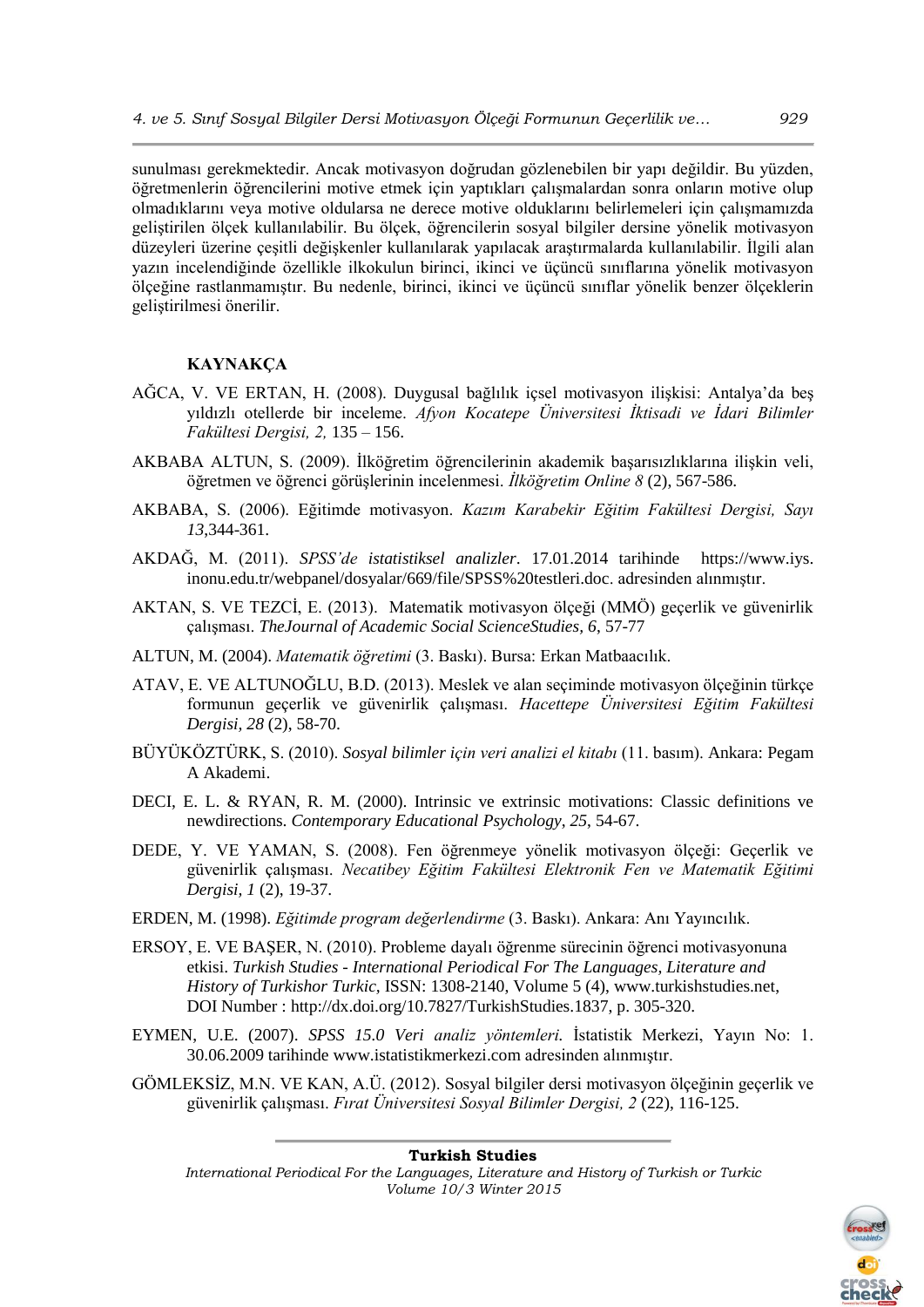sunulması gerekmektedir. Ancak motivasyon doğrudan gözlenebilen bir yapı değildir. Bu yüzden, öğretmenlerin öğrencilerini motive etmek için yaptıkları çalışmalardan sonra onların motive olup olmadıklarını veya motive oldularsa ne derece motive olduklarını belirlemeleri için çalışmamızda geliştirilen ölçek kullanılabilir. Bu ölçek, öğrencilerin sosyal bilgiler dersine yönelik motivasyon düzeyleri üzerine çeşitli değişkenler kullanılarak yapılacak araştırmalarda kullanılabilir. İlgili alan yazın incelendiğinde özellikle ilkokulun birinci, ikinci ve üçüncü sınıflarına yönelik motivasyon ölçeğine rastlanmamıştır. Bu nedenle, birinci, ikinci ve üçüncü sınıflar yönelik benzer ölçeklerin geliştirilmesi önerilir.

## KAYNAKÇA

AĞCA, V. VE ERTAN, H. (2008). Duygusal bağlılık içsel motivasyon ilişkisi: Antalya'da beş yıldızlı otellerde bir inceleme. *Afyon Kocatepe Üniversitesi İktisadi ve İdari Bilimler Fakültesi Dergisi, 2,* 135 – 156.

AKBABA ALTUN, S. (2009). İlköğretim öğrencilerinin akademik başarısızlıklarına ilişkin veli, öğretmen ve öğrenci görüşlerinin incelenmesi. *İlköğretim Online 8* (2), 567-586.

AKBABA, S. (2006). Eğitimde motivasyon. *Kazım Karabekir Eğitim Fakültesi Dergisi, Sayı 13,*344-361.

AKDAĞ, M. (2011). *SPSS'de istatistiksel analizler*. 17.01.2014 tarihinde https://www.iys.inonu.edu.tr/webpanel/dosyalar/669/file/SPSS%20testleri.doc. adresinden alınmıştır.

AKTAN, S. VE TEZCİ, E. (2013). Matematik motivasyon ölçeği (MMÖ) geçerlik ve güvenirlik çalışması. *TheJournal of Academic Social ScienceStudies, 6,* 57-77

ALTUN, M. (2004). *Matematik öğretimi* (3. Baskı). Bursa: Erkan Matbaacılık.

ATAV, E. VE ALTUNOĞLU, B.D. (2013). Meslek ve alan seçiminde motivasyon ölçeğinin türkçe formunun geçerlik ve güvenirlik çalışması. *Hacettepe Üniversitesi Eğitim Fakültesi Dergisi, 28* (2), 58-70.

BÜYÜKÖZTÜRK, S. (2010). *Sosyal bilimler için veri analizi el kitabı* (11. basım). Ankara: Pegam A Akademi.

DECI, E. L. & RYAN, R. M. (2000). Intrinsic ve extrinsic motivations: Classic definitions ve newdirections. *Contemporary Educational Psychology*, *25*, 54-67.

DEDE, Y. VE YAMAN, S. (2008). Fen öğrenmeye yönelik motivasyon ölçeği: Geçerlik ve güvenirlik çalışması. *Necatibey Eğitim Fakültesi Elektronik Fen ve Matematik Eğitimi Dergisi, 1* (2), 19-37.

ERDEN, M. (1998). *Eğitimde program değerlendirme* (3. Baskı). Ankara: Anı Yayıncılık.

ERSOY, E. VE BAŞER, N. (2010). Probleme dayalı öğrenme sürecinin öğrenci motivasyonuna etkisi. *Turkish Studies - International Periodical For The Languages, Literature and History of Turkishor Turkic,* ISSN: 1308-2140, Volume 5 (4), www.turkishstudies.net, DOI Number : http://dx.doi.org/10.7827/TurkishStudies.1837, p. 305-320.

EYMEN, U.E. (2007). *SPSS 15.0 Veri analiz yöntemleri.* İstatistik Merkezi, Yayın No: 1. 30.06.2009 tarihinde www.istatistikmerkezi.com adresinden alınmıştır.

GÖMLEKSİZ, M.N. VE KAN, A.Ü. (2012). Sosyal bilgiler dersi motivasyon ölçeğinin geçerlik ve güvenirlik çalışması. *Fırat Üniversitesi Sosyal Bilimler Dergisi, 2* (22), 116-125.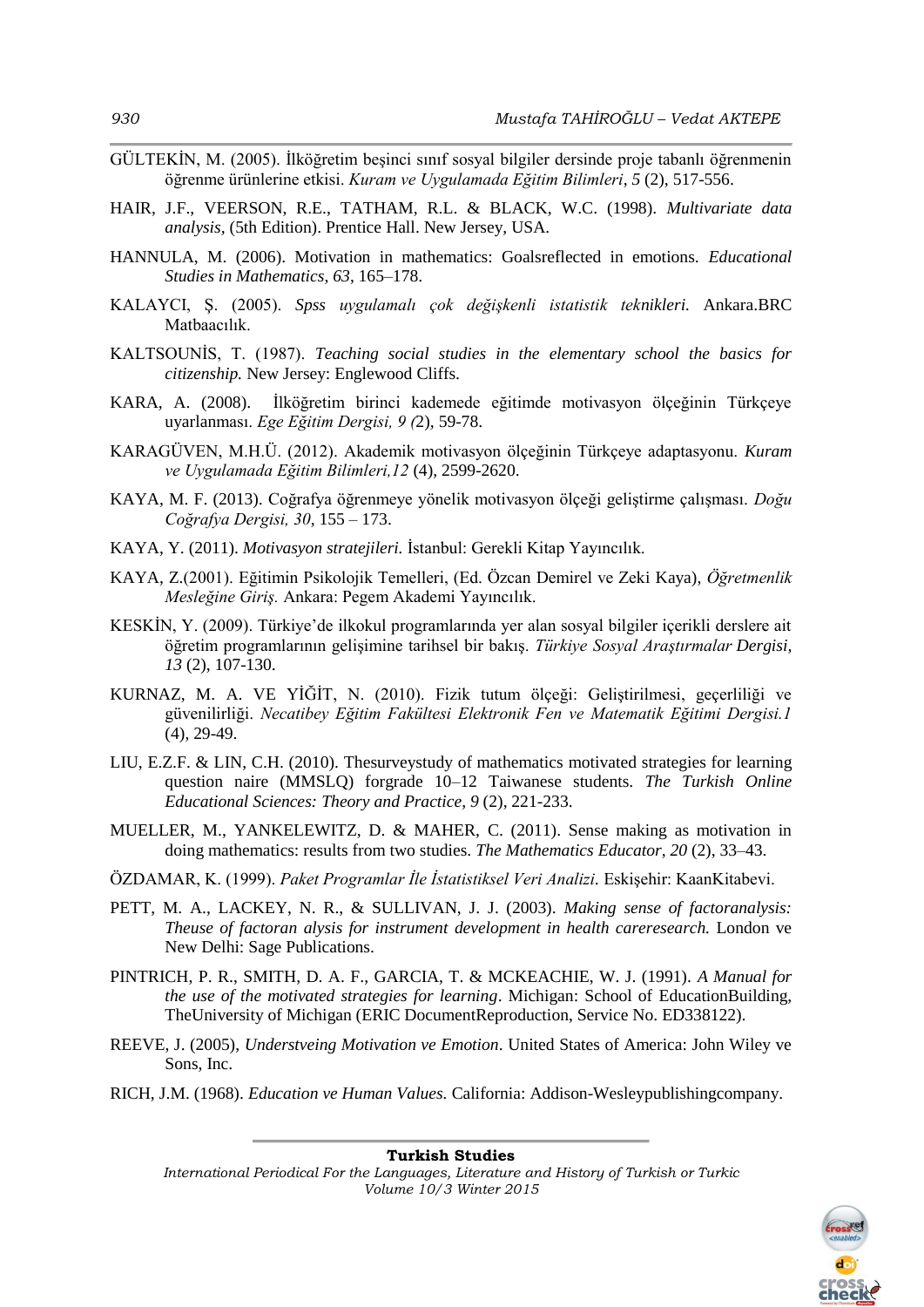GÜLTEKİN, M. (2005). İlköğretim beşinci sınıf sosyal bilgiler dersinde proje tabanlı öğrenmenin öğrenme ürünlerine etkisi. *Kuram ve Uygulamada Eğitim Bilimleri*, *5* (2), 517-556.

HAIR, J.F., VEERSON, R.E., TATHAM, R.L. & BLACK, W.C. (1998). *Multivariate data analysis,* (5th Edition). Prentice Hall. New Jersey, USA.

HANNULA, M. (2006). Motivation in mathematics: Goalsreflected in emotions. *Educational Studies in Mathematics*, *63*, 165–178.

KALAYCI, Ş. (2005). *Spss uygulamalı çok değişkenli istatistik teknikleri.* Ankara.BRC Matbaacılık.

KALTSOUNİS, T. (1987). *Teaching social studies in the elementary school the basics for citizenship.* New Jersey: Englewood Cliffs.

KARA, A. (2008). İlköğretim birinci kademede eğitimde motivasyon ölçeğinin Türkçeye uyarlanması. *Ege Eğitim Dergisi, 9 (*2), 59-78.

KARAGÜVEN, M.H.Ü. (2012). Akademik motivasyon ölçeğinin Türkçeye adaptasyonu. *Kuram ve Uygulamada Eğitim Bilimleri,12* (4), 2599-2620.

KAYA, M. F. (2013). Coğrafya öğrenmeye yönelik motivasyon ölçeği geliştirme çalışması. *Doğu Coğrafya Dergisi, 30*, 155 – 173.

KAYA, Y. (2011). *Motivasyon stratejileri.* İstanbul: Gerekli Kitap Yayıncılık.

KAYA, Z.(2001). Eğitimin Psikolojik Temelleri, (Ed. Özcan Demirel ve Zeki Kaya), *Öğretmenlik Mesleğine Giriş.* Ankara: Pegem Akademi Yayıncılık.

KESKİN, Y. (2009). Türkiye'de ilkokul programlarında yer alan sosyal bilgiler içerikli derslere ait öğretim programlarının gelişimine tarihsel bir bakış. *Türkiye Sosyal Araştırmalar Dergisi, 13* (2), 107-130.

KURNAZ, M. A. VE YİĞİT, N. (2010). Fizik tutum ölçeği: Geliştirilmesi, geçerliliği ve güvenilirliği. *Necatibey Eğitim Fakültesi Elektronik Fen ve Matematik Eğitimi Dergisi.1* (4), 29-49.

LIU, E.Z.F. & LIN, C.H. (2010). Thesurveystudy of mathematics motivated strategies for learning question naire (MMSLQ) forgrade 10–12 Taiwanese students. *The Turkish Online Educational Sciences: Theory and Practice, 9* (2), 221-233.

MUELLER, M., YANKELEWITZ, D. & MAHER, C. (2011). Sense making as motivation in doing mathematics: results from two studies. *The Mathematics Educator*, *20* (2), 33–43.

ÖZDAMAR, K. (1999). *Paket Programlar İle İstatistiksel Veri Analizi.* Eskişehir: KaanKitabevi.

PETT, M. A., LACKEY, N. R., & SULLIVAN, J. J. (2003). *Making sense of factoranalysis: Theuse of factoran alysis for instrument development in health careresearch.* London ve New Delhi: Sage Publications.

PINTRICH, P. R., SMITH, D. A. F., GARCIA, T. & MCKEACHIE, W. J. (1991). *A Manual for the use of the motivated strategies for learning*. Michigan: School of EducationBuilding, TheUniversity of Michigan (ERIC DocumentReproduction, Service No. ED338122).

REEVE, J. (2005), *Understveing Motivation ve Emotion*. United States of America: John Wiley ve Sons, Inc.

RICH, J.M. (1968). *Education ve Human Values.* California: Addison-Wesleypublishingcompany.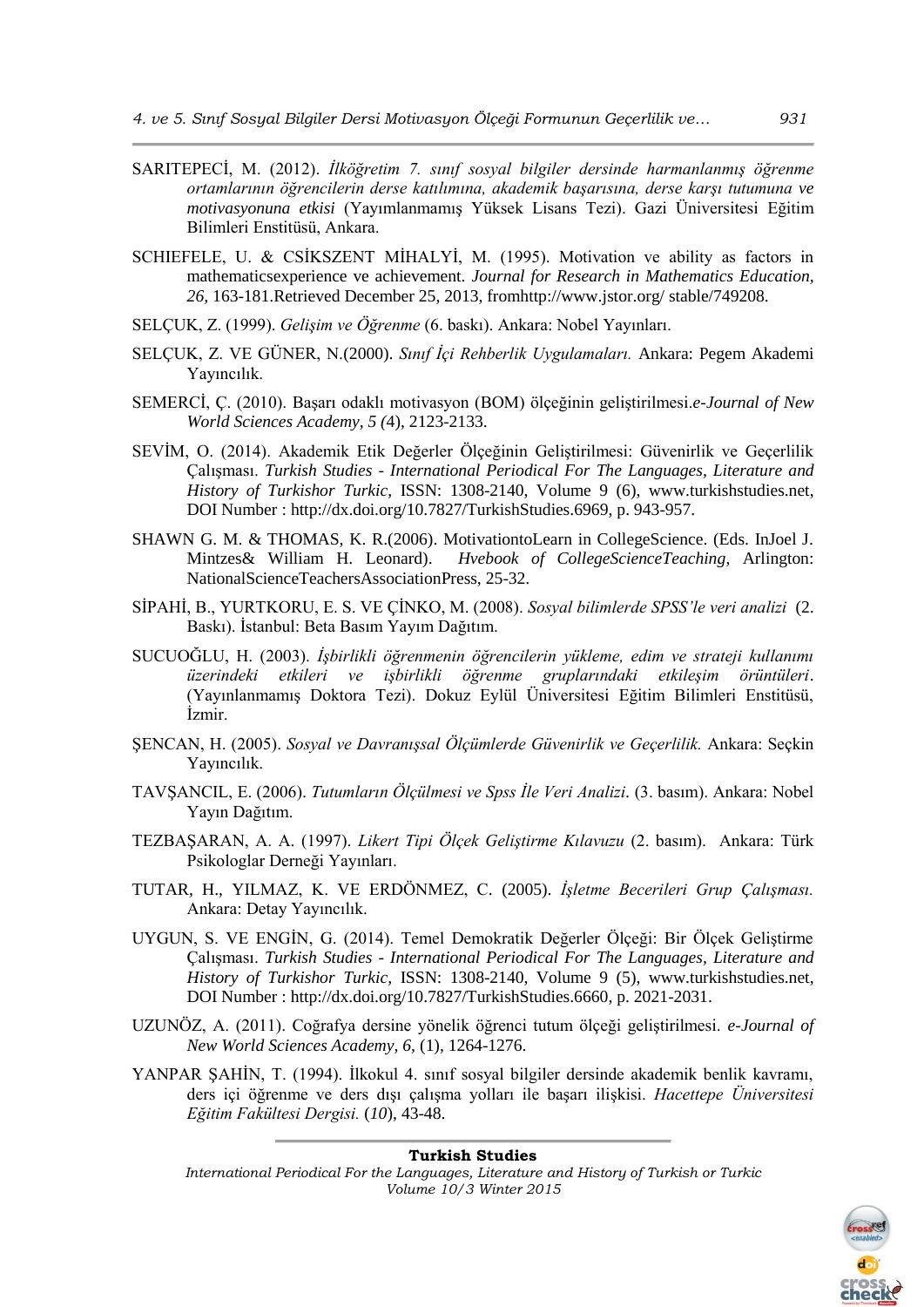SARITEPECİ, M. (2012). *İlköğretim 7. sınıf sosyal bilgiler dersinde harmanlanmış öğrenme ortamlarının öğrencilerin derse katılımına, akademik başarısına, derse karşı tutumuna ve motivasyonuna etkisi* (Yayımlanmamış Yüksek Lisans Tezi). Gazi Üniversitesi Eğitim Bilimleri Enstitüsü, Ankara.

SCHIEFELE, U. & CSİKSZENT MİHALYİ, M. (1995). Motivation ve ability as factors in mathematicsexperience ve achievement. *Journal for Research in Mathematics Education, 26*, 163-181.Retrieved December 25, 2013, fromhttp://www.jstor.org/ stable/749208.

SELÇUK, Z. (1999). *Gelişim ve Öğrenme* (6. baskı). Ankara: Nobel Yayınları.

SELÇUK, Z. VE GÜNER, N.(2000). *Sınıf İçi Rehberlik Uygulamaları.* Ankara: Pegem Akademi Yayıncılık.

SEMERCİ, Ç. (2010). Başarı odaklı motivasyon (BOM) ölçeğinin geliştirilmesi.*e-Journal of New World Sciences Academy, 5 (*4), 2123-2133.

SEVİM, O. (2014). Akademik Etik Değerler Ölçeğinin Geliştirilmesi: Güvenirlik ve Geçerlilik Çalışması. *Turkish Studies - International Periodical For The Languages, Literature and History of Turkishor Turkic,* ISSN: 1308-2140, Volume 9 (6), www.turkishstudies.net, DOI Number : http://dx.doi.org/10.7827/TurkishStudies.6969, p. 943-957.

SHAWN G. M. & THOMAS, K. R.(2006). MotivationtoLearn in CollegeScience. (Eds. InJoel J. Mintzes& William H. Leonard). *Hvebook of CollegeScienceTeaching,* Arlington: NationalScienceTeachersAssociationPress, 25-32.

SİPAHİ, B., YURTKORU, E. S. VE ÇİNKO, M. (2008). *Sosyal bilimlerde SPSS'le veri analizi* (2. Baskı). İstanbul: Beta Basım Yayım Dağıtım.

SUCUOĞLU, H. (2003). *İşbirlikli öğrenmenin öğrencilerin yükleme, edim ve strateji kullanımı üzerindeki etkileri ve işbirlikli öğrenme gruplarındaki etkileşim örüntüleri*. (Yayınlanmamış Doktora Tezi). Dokuz Eylül Üniversitesi Eğitim Bilimleri Enstitüsü, İzmir.

ŞENCAN, H. (2005). *Sosyal ve Davranışsal Ölçümlerde Güvenirlik ve Geçerlilik.* Ankara: Seçkin Yayıncılık.

TAVŞANCIL, E. (2006). *Tutumların Ölçülmesi ve Spss İle Veri Analizi*. (3. basım). Ankara: Nobel Yayın Dağıtım.

TEZBAŞARAN, A. A. (1997). *Likert Tipi Ölçek Geliştirme Kılavuzu* (2. basım). Ankara: Türk Psikologlar Derneği Yayınları.

TUTAR, H., YILMAZ, K. VE ERDÖNMEZ, C. (2005). *İşletme Becerileri Grup Çalışması.* Ankara: Detay Yayıncılık.

UYGUN, S. VE ENGİN, G. (2014). Temel Demokratik Değerler Ölçeği: Bir Ölçek Geliştirme Çalışması. *Turkish Studies - International Periodical For The Languages, Literature and History of Turkishor Turkic,* ISSN: 1308-2140, Volume 9 (5), www.turkishstudies.net, DOI Number : http://dx.doi.org/10.7827/TurkishStudies.6660, p. 2021-2031.

UZUNÖZ, A. (2011). Coğrafya dersine yönelik öğrenci tutum ölçeği geliştirilmesi. *e-Journal of New World Sciences Academy, 6*, (1), 1264-1276.

YANPAR ŞAHİN, T. (1994). İlkokul 4. sınıf sosyal bilgiler dersinde akademik benlik kavramı, ders içi öğrenme ve ders dışı çalışma yolları ile başarı ilişkisi. *Hacettepe Üniversitesi Eğitim Fakültesi Dergisi.* (*10*), 43-48.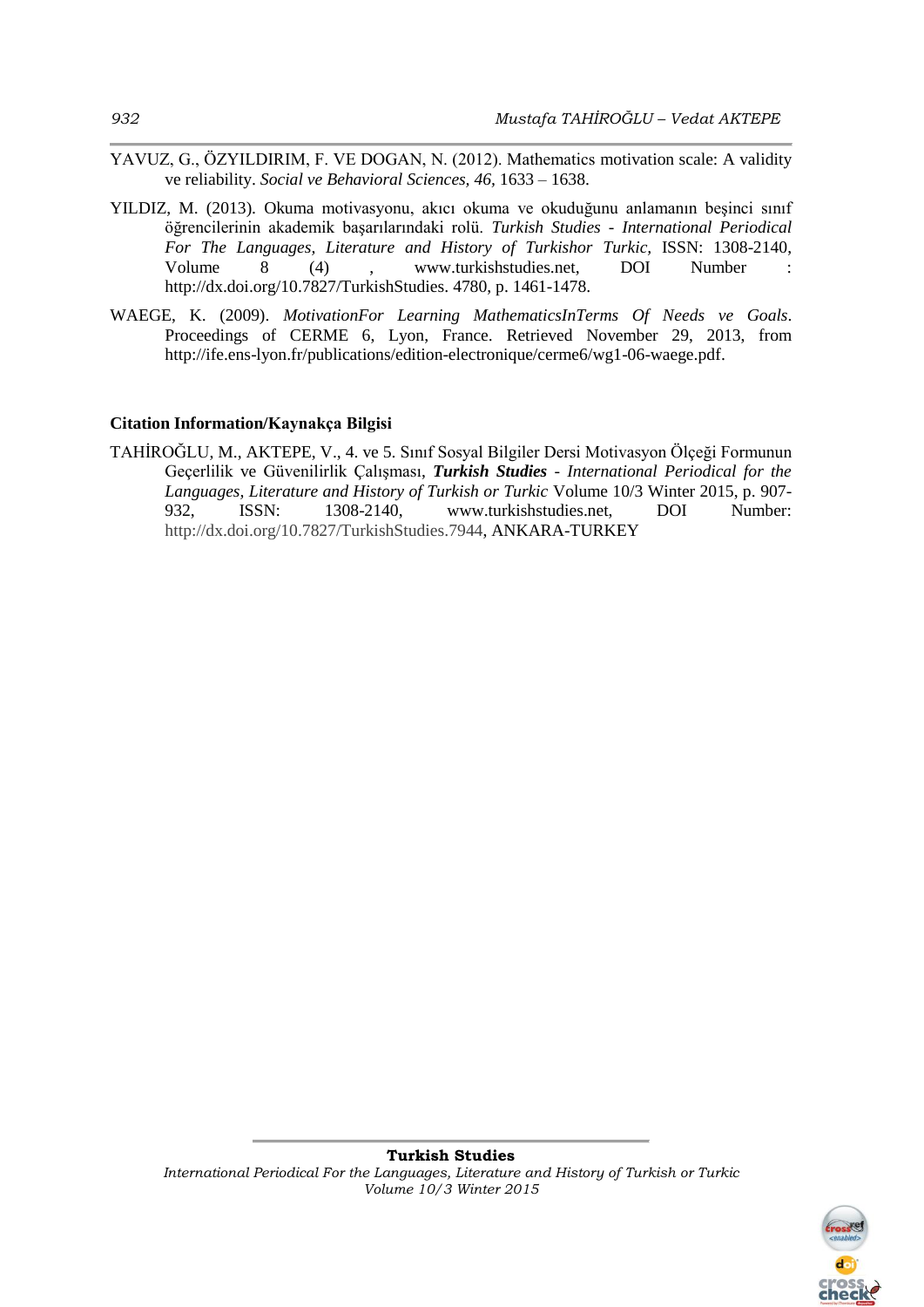YAVUZ, G., ÖZYILDIRIM, F. VE DOGAN, N. (2012). Mathematics motivation scale: A validity ve reliability. *Social ve Behavioral Sciences, 46,* 1633 – 1638.

YILDIZ, M. (2013). Okuma motivasyonu, akıcı okuma ve okuduğunu anlamanın beşinci sınıf öğrencilerinin akademik başarılarındaki rolü. *Turkish Studies - International Periodical For The Languages, Literature and History of Turkishor Turkic,* ISSN: 1308-2140, Volume 8 (4) , www.turkishstudies.net, DOI Number : http://dx.doi.org/10.7827/TurkishStudies. 4780, p. 1461-1478.

WAEGE, K. (2009). *MotivationFor Learning MathematicsInTerms Of Needs ve Goals*. Proceedings of CERME 6, Lyon, France. Retrieved November 29, 2013, from http://ife.ens-lyon.fr/publications/edition-electronique/cerme6/wg1-06-waege.pdf.

**Citation Information/Kaynakça Bilgisi**

TAHİROĞLU, M., AKTEPE, V., 4. ve 5. Sınıf Sosyal Bilgiler Dersi Motivasyon Ölçeği Formunun Geçerlilik ve Güvenilirlik Çalışması, ***Turkish Studies*** *- International Periodical for the Languages, Literature and History of Turkish or Turkic* Volume 10/3 Winter 2015, p. 907-932, ISSN: 1308-2140, www.turkishstudies.net, DOI Number: http://dx.doi.org/10.7827/TurkishStudies.7944, ANKARA-TURKEY